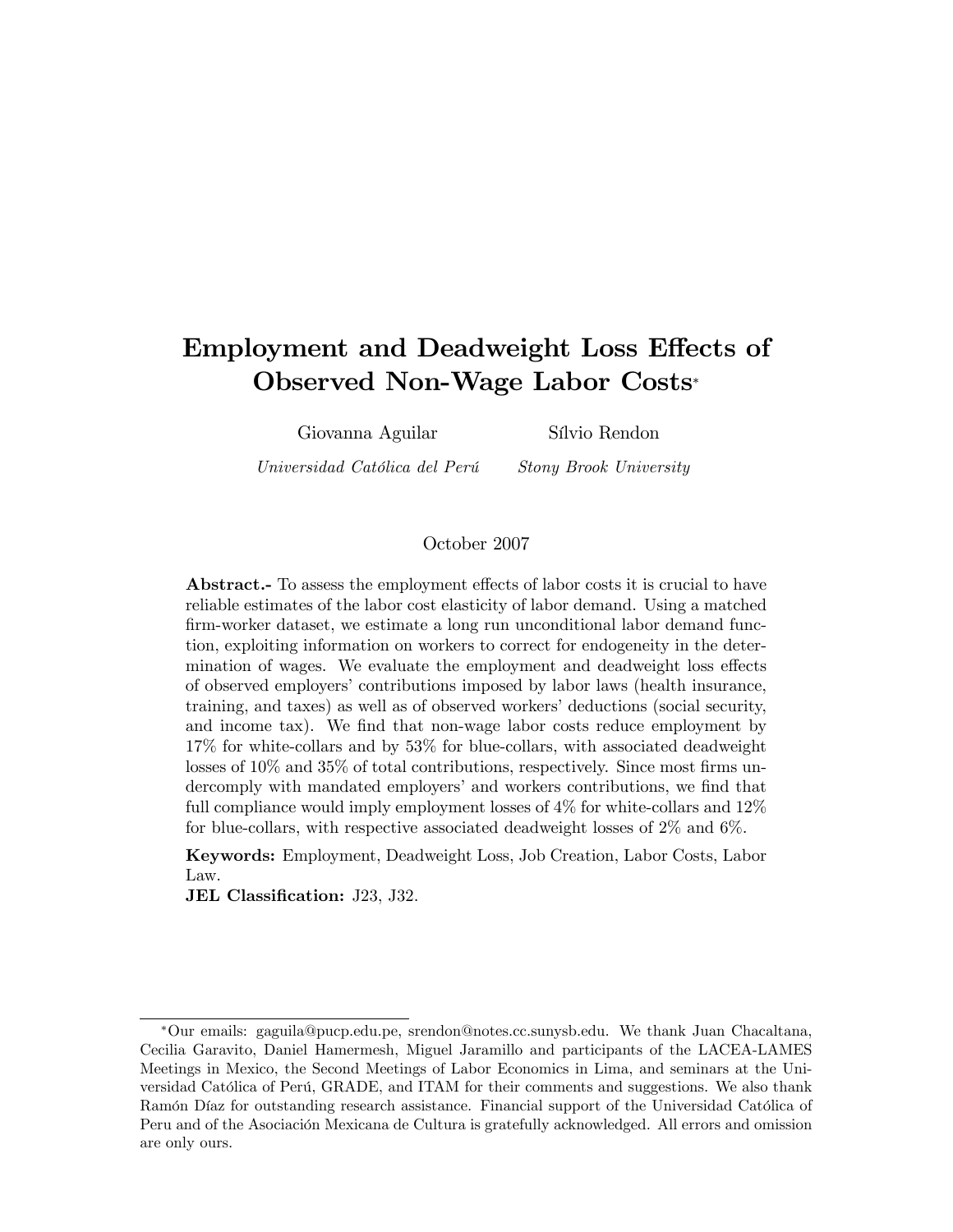# Employment and Deadweight Loss Effects of Observed Non-Wage Labor Costs*

Giovanna Aguilar — *Universidad Católica del Perú*

Sílvio Rendon — *Stony Brook University*

October 2007

**Abstract.-** To assess the employment effects of labor costs it is crucial to have reliable estimates of the labor cost elasticity of labor demand. Using a matched firm-worker dataset, we estimate a long run unconditional labor demand function, exploiting information on workers to correct for endogeneity in the determination of wages. We evaluate the employment and deadweight loss effects of observed employers' contributions imposed by labor laws (health insurance, training, and taxes) as well as of observed workers' deductions (social security, and income tax). We find that non-wage labor costs reduce employment by 17% for white-collars and by 53% for blue-collars, with associated deadweight losses of 10% and 35% of total contributions, respectively. Since most firms undercomply with mandated employers' and workers contributions, we find that full compliance would imply employment losses of 4% for white-collars and 12% for blue-collars, with respective associated deadweight losses of 2% and 6%.

**Keywords:** Employment, Deadweight Loss, Job Creation, Labor Costs, Labor Law.

**JEL Classification:** J23, J32.

---

*Our emails: gaguila@pucp.edu.pe, srendon@notes.cc.sunysb.edu. We thank Juan Chacaltana, Cecilia Garavito, Daniel Hamermesh, Miguel Jaramillo and participants of the LACEA-LAMES Meetings in Mexico, the Second Meetings of Labor Economics in Lima, and seminars at the Universidad Católica of Perú, GRADE, and ITAM for their comments and suggestions. We also thank Ramón Díaz for outstanding research assistance. Financial support of the Universidad Católica of Peru and of the Asociación Mexicana de Cultura is gratefully acknowledged. All errors and omission are only ours.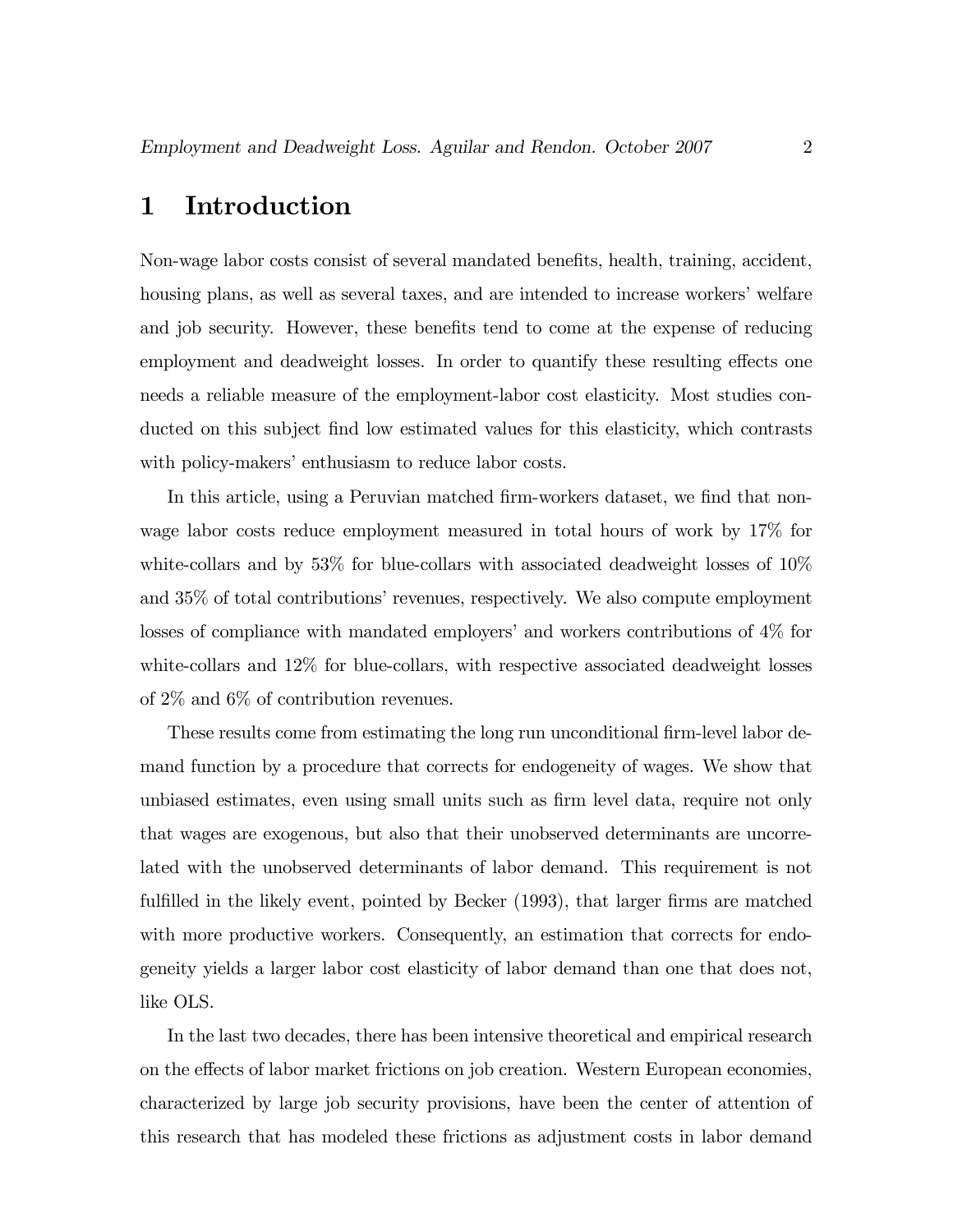# 1 Introduction

Non-wage labor costs consist of several mandated benefits, health, training, accident, housing plans, as well as several taxes, and are intended to increase workers' welfare and job security. However, these benefits tend to come at the expense of reducing employment and deadweight losses. In order to quantify these resulting effects one needs a reliable measure of the employment-labor cost elasticity. Most studies conducted on this subject find low estimated values for this elasticity, which contrasts with policy-makers' enthusiasm to reduce labor costs.

In this article, using a Peruvian matched firm-workers dataset, we find that non-wage labor costs reduce employment measured in total hours of work by 17% for white-collars and by 53% for blue-collars with associated deadweight losses of 10% and 35% of total contributions' revenues, respectively. We also compute employment losses of compliance with mandated employers' and workers contributions of 4% for white-collars and 12% for blue-collars, with respective associated deadweight losses of 2% and 6% of contribution revenues.

These results come from estimating the long run unconditional firm-level labor demand function by a procedure that corrects for endogeneity of wages. We show that unbiased estimates, even using small units such as firm level data, require not only that wages are exogenous, but also that their unobserved determinants are uncorrelated with the unobserved determinants of labor demand. This requirement is not fulfilled in the likely event, pointed by Becker (1993), that larger firms are matched with more productive workers. Consequently, an estimation that corrects for endogeneity yields a larger labor cost elasticity of labor demand than one that does not, like OLS.

In the last two decades, there has been intensive theoretical and empirical research on the effects of labor market frictions on job creation. Western European economies, characterized by large job security provisions, have been the center of attention of this research that has modeled these frictions as adjustment costs in labor demand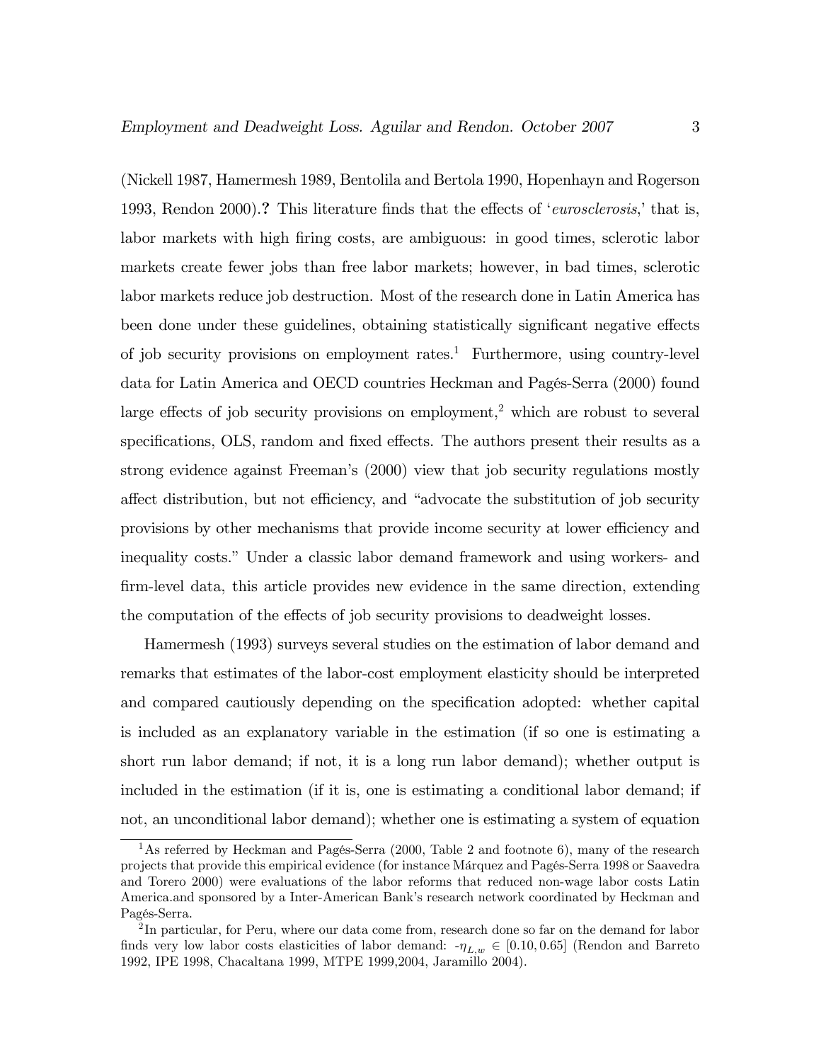(Nickell 1987, Hamermesh 1989, Bentolila and Bertola 1990, Hopenhayn and Rogerson 1993, Rendon 2000).**?** This literature finds that the effects of '*eurosclerosis*,' that is, labor markets with high firing costs, are ambiguous: in good times, sclerotic labor markets create fewer jobs than free labor markets; however, in bad times, sclerotic labor markets reduce job destruction. Most of the research done in Latin America has been done under these guidelines, obtaining statistically significant negative effects of job security provisions on employment rates.[1] Furthermore, using country-level data for Latin America and OECD countries Heckman and Pagés-Serra (2000) found large effects of job security provisions on employment,[2] which are robust to several specifications, OLS, random and fixed effects. The authors present their results as a strong evidence against Freeman's (2000) view that job security regulations mostly affect distribution, but not efficiency, and "advocate the substitution of job security provisions by other mechanisms that provide income security at lower efficiency and inequality costs." Under a classic labor demand framework and using workers- and firm-level data, this article provides new evidence in the same direction, extending the computation of the effects of job security provisions to deadweight losses.

Hamermesh (1993) surveys several studies on the estimation of labor demand and remarks that estimates of the labor-cost employment elasticity should be interpreted and compared cautiously depending on the specification adopted: whether capital is included as an explanatory variable in the estimation (if so one is estimating a short run labor demand; if not, it is a long run labor demand); whether output is included in the estimation (if it is, one is estimating a conditional labor demand; if not, an unconditional labor demand); whether one is estimating a system of equation

---

[1] As referred by Heckman and Pagés-Serra (2000, Table 2 and footnote 6), many of the research projects that provide this empirical evidence (for instance Márquez and Pagés-Serra 1998 or Saavedra and Torero 2000) were evaluations of the labor reforms that reduced non-wage labor costs Latin America.and sponsored by a Inter-American Bank's research network coordinated by Heckman and Pagés-Serra.

[2] In particular, for Peru, where our data come from, research done so far on the demand for labor finds very low labor costs elasticities of labor demand: $-\eta_{L,w} \in [0.10, 0.65]$ (Rendon and Barreto 1992, IPE 1998, Chacaltana 1999, MTPE 1999,2004, Jaramillo 2004).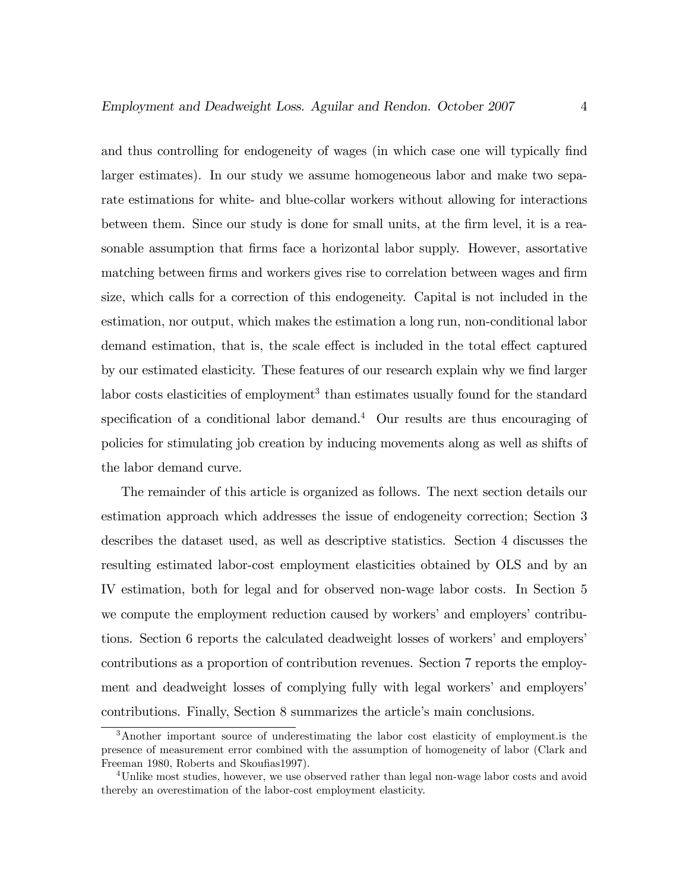and thus controlling for endogeneity of wages (in which case one will typically find larger estimates). In our study we assume homogeneous labor and make two separate estimations for white- and blue-collar workers without allowing for interactions between them. Since our study is done for small units, at the firm level, it is a reasonable assumption that firms face a horizontal labor supply. However, assortative matching between firms and workers gives rise to correlation between wages and firm size, which calls for a correction of this endogeneity. Capital is not included in the estimation, nor output, which makes the estimation a long run, non-conditional labor demand estimation, that is, the scale effect is included in the total effect captured by our estimated elasticity. These features of our research explain why we find larger labor costs elasticities of employment[3] than estimates usually found for the standard specification of a conditional labor demand.[4] Our results are thus encouraging of policies for stimulating job creation by inducing movements along as well as shifts of the labor demand curve.

The remainder of this article is organized as follows. The next section details our estimation approach which addresses the issue of endogeneity correction; Section 3 describes the dataset used, as well as descriptive statistics. Section 4 discusses the resulting estimated labor-cost employment elasticities obtained by OLS and by an IV estimation, both for legal and for observed non-wage labor costs. In Section 5 we compute the employment reduction caused by workers' and employers' contributions. Section 6 reports the calculated deadweight losses of workers' and employers' contributions as a proportion of contribution revenues. Section 7 reports the employment and deadweight losses of complying fully with legal workers' and employers' contributions. Finally, Section 8 summarizes the article's main conclusions.

[3] Another important source of underestimating the labor cost elasticity of employment.is the presence of measurement error combined with the assumption of homogeneity of labor (Clark and Freeman 1980, Roberts and Skoufias1997).

[4] Unlike most studies, however, we use observed rather than legal non-wage labor costs and avoid thereby an overestimation of the labor-cost employment elasticity.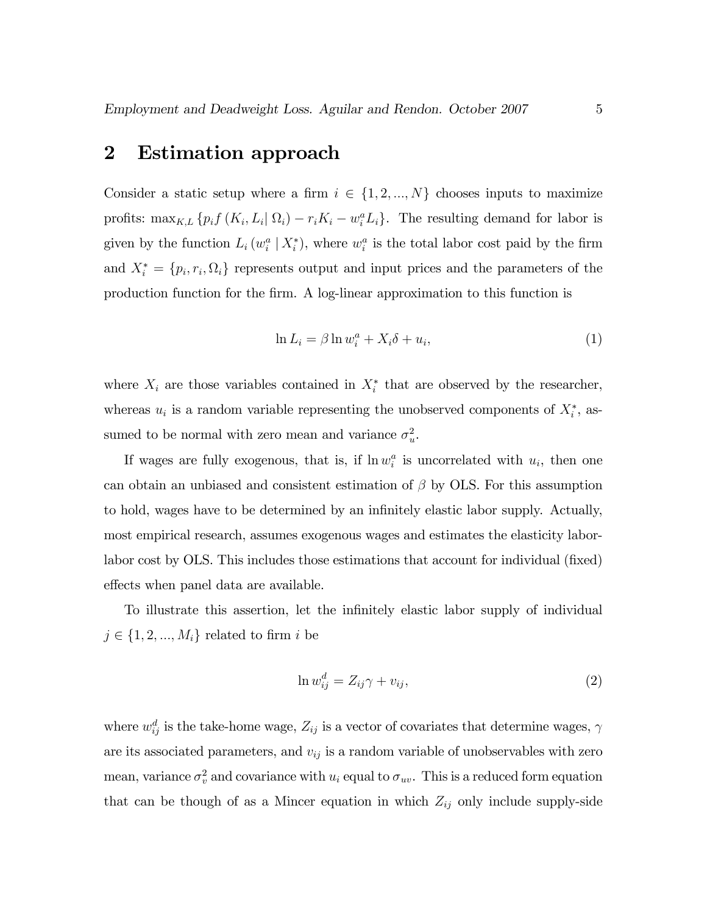## 2 Estimation approach

Consider a static setup where a firm $i \in \{1, 2, ..., N\}$ chooses inputs to maximize profits: $\max_{K,L} \{p_i f(K_i, L_i | \Omega_i) - r_i K_i - w_i^a L_i\}$. The resulting demand for labor is given by the function $L_i(w_i^a \mid X_i^*)$, where $w_i^a$ is the total labor cost paid by the firm and $X_i^* = \{p_i, r_i, \Omega_i\}$ represents output and input prices and the parameters of the production function for the firm. A log-linear approximation to this function is

$$\ln L_i = \beta \ln w_i^a + X_i \delta + u_i, \tag{1}$$

where $X_i$ are those variables contained in $X_i^*$ that are observed by the researcher, whereas $u_i$ is a random variable representing the unobserved components of $X_i^*$, assumed to be normal with zero mean and variance $\sigma_u^2$.

If wages are fully exogenous, that is, if $\ln w_i^a$ is uncorrelated with $u_i$, then one can obtain an unbiased and consistent estimation of $\beta$ by OLS. For this assumption to hold, wages have to be determined by an infinitely elastic labor supply. Actually, most empirical research, assumes exogenous wages and estimates the elasticity labor-labor cost by OLS. This includes those estimations that account for individual (fixed) effects when panel data are available.

To illustrate this assertion, let the infinitely elastic labor supply of individual $j \in \{1, 2, ..., M_i\}$ related to firm $i$ be

$$\ln w_{ij}^d = Z_{ij} \gamma + v_{ij}, \tag{2}$$

where $w_{ij}^d$ is the take-home wage, $Z_{ij}$ is a vector of covariates that determine wages, $\gamma$ are its associated parameters, and $v_{ij}$ is a random variable of unobservables with zero mean, variance $\sigma_v^2$ and covariance with $u_i$ equal to $\sigma_{uv}$. This is a reduced form equation that can be though of as a Mincer equation in which $Z_{ij}$ only include supply-side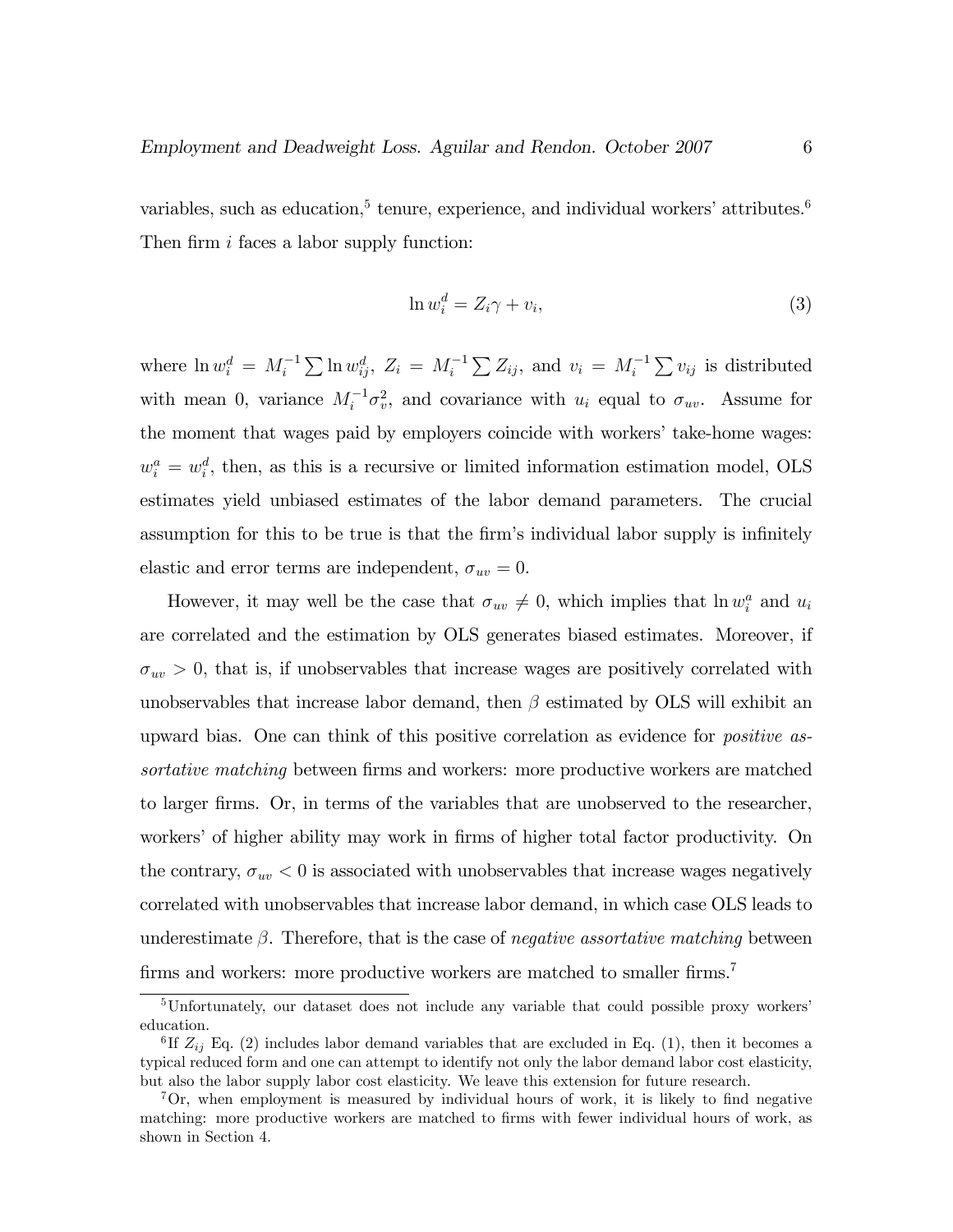variables, such as education,[5] tenure, experience, and individual workers' attributes.[6] Then firm $i$ faces a labor supply function:

$$\ln w_i^d = Z_i \gamma + v_i, \tag{3}$$

where $\ln w_i^d = M_i^{-1} \sum \ln w_{ij}^d$, $Z_i = M_i^{-1} \sum Z_{ij}$, and $v_i = M_i^{-1} \sum v_{ij}$ is distributed with mean 0, variance $M_i^{-1} \sigma_v^2$, and covariance with $u_i$ equal to $\sigma_{uv}$. Assume for the moment that wages paid by employers coincide with workers' take-home wages: $w_i^a = w_i^d$, then, as this is a recursive or limited information estimation model, OLS estimates yield unbiased estimates of the labor demand parameters. The crucial assumption for this to be true is that the firm's individual labor supply is infinitely elastic and error terms are independent, $\sigma_{uv} = 0$.

However, it may well be the case that $\sigma_{uv} \neq 0$, which implies that $\ln w_i^a$ and $u_i$ are correlated and the estimation by OLS generates biased estimates. Moreover, if $\sigma_{uv} > 0$, that is, if unobservables that increase wages are positively correlated with unobservables that increase labor demand, then $\beta$ estimated by OLS will exhibit an upward bias. One can think of this positive correlation as evidence for *positive assortative matching* between firms and workers: more productive workers are matched to larger firms. Or, in terms of the variables that are unobserved to the researcher, workers' of higher ability may work in firms of higher total factor productivity. On the contrary, $\sigma_{uv} < 0$ is associated with unobservables that increase wages negatively correlated with unobservables that increase labor demand, in which case OLS leads to underestimate $\beta$. Therefore, that is the case of *negative assortative matching* between firms and workers: more productive workers are matched to smaller firms.[7]

---

[5] Unfortunately, our dataset does not include any variable that could possible proxy workers' education.

[6] If $Z_{ij}$ Eq. (2) includes labor demand variables that are excluded in Eq. (1), then it becomes a typical reduced form and one can attempt to identify not only the labor demand labor cost elasticity, but also the labor supply labor cost elasticity. We leave this extension for future research.

[7] Or, when employment is measured by individual hours of work, it is likely to find negative matching: more productive workers are matched to firms with fewer individual hours of work, as shown in Section 4.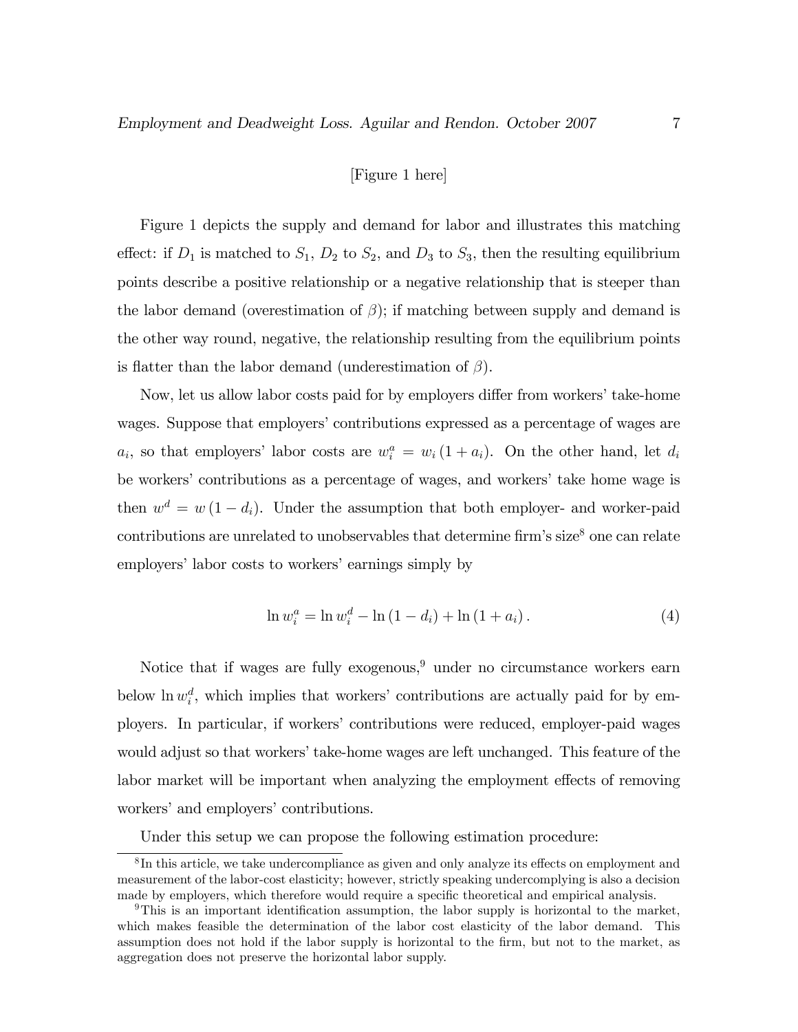[Figure 1 here]

Figure 1 depicts the supply and demand for labor and illustrates this matching effect: if $D_1$ is matched to $S_1$, $D_2$ to $S_2$, and $D_3$ to $S_3$, then the resulting equilibrium points describe a positive relationship or a negative relationship that is steeper than the labor demand (overestimation of $\beta$); if matching between supply and demand is the other way round, negative, the relationship resulting from the equilibrium points is flatter than the labor demand (underestimation of $\beta$).

Now, let us allow labor costs paid for by employers differ from workers' take-home wages. Suppose that employers' contributions expressed as a percentage of wages are $a_i$, so that employers' labor costs are $w_i^a = w_i(1 + a_i)$. On the other hand, let $d_i$ be workers' contributions as a percentage of wages, and workers' take home wage is then $w^d = w(1 - d_i)$. Under the assumption that both employer- and worker-paid contributions are unrelated to unobservables that determine firm's size[8] one can relate employers' labor costs to workers' earnings simply by

$$\ln w_i^a = \ln w_i^d - \ln(1 - d_i) + \ln(1 + a_i). \tag{4}$$

Notice that if wages are fully exogenous,[9] under no circumstance workers earn below $\ln w_i^d$, which implies that workers' contributions are actually paid for by employers. In particular, if workers' contributions were reduced, employer-paid wages would adjust so that workers' take-home wages are left unchanged. This feature of the labor market will be important when analyzing the employment effects of removing workers' and employers' contributions.

Under this setup we can propose the following estimation procedure:

[8] In this article, we take undercompliance as given and only analyze its effects on employment and measurement of the labor-cost elasticity; however, strictly speaking undercomplying is also a decision made by employers, which therefore would require a specific theoretical and empirical analysis.

[9] This is an important identification assumption, the labor supply is horizontal to the market, which makes feasible the determination of the labor cost elasticity of the labor demand. This assumption does not hold if the labor supply is horizontal to the firm, but not to the market, as aggregation does not preserve the horizontal labor supply.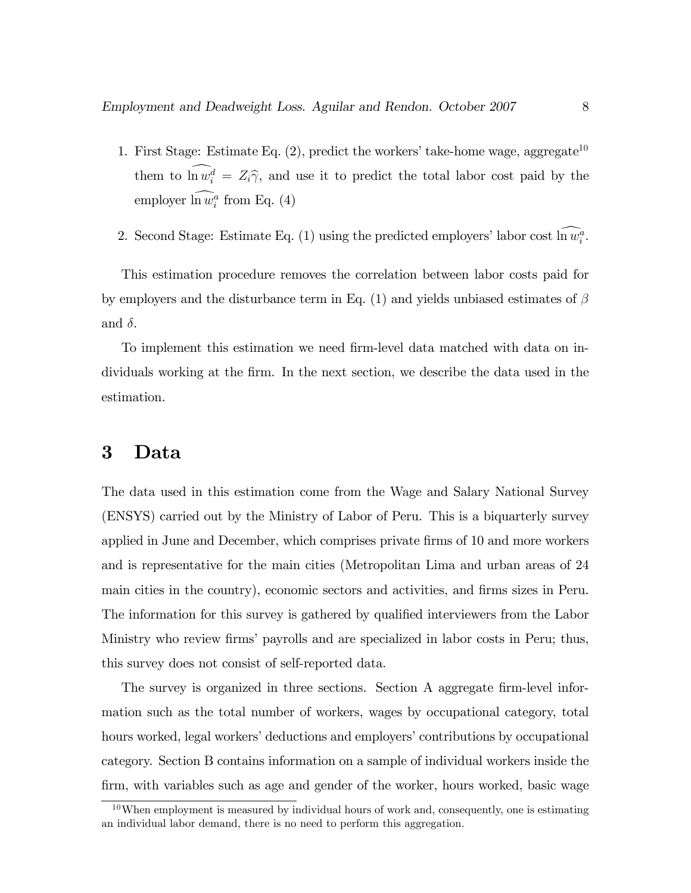1. First Stage: Estimate Eq. (2), predict the workers' take-home wage, aggregate[10] them to $\widehat{\ln w_i^d} = Z_i\widehat{\gamma}$, and use it to predict the total labor cost paid by the employer $\widehat{\ln w_i^a}$ from Eq. (4)

2. Second Stage: Estimate Eq. (1) using the predicted employers' labor cost $\widehat{\ln w_i^a}$.

This estimation procedure removes the correlation between labor costs paid for by employers and the disturbance term in Eq. (1) and yields unbiased estimates of $\beta$ and $\delta$.

To implement this estimation we need firm-level data matched with data on individuals working at the firm. In the next section, we describe the data used in the estimation.

# 3 Data

The data used in this estimation come from the Wage and Salary National Survey (ENSYS) carried out by the Ministry of Labor of Peru. This is a biquarterly survey applied in June and December, which comprises private firms of 10 and more workers and is representative for the main cities (Metropolitan Lima and urban areas of 24 main cities in the country), economic sectors and activities, and firms sizes in Peru. The information for this survey is gathered by qualified interviewers from the Labor Ministry who review firms' payrolls and are specialized in labor costs in Peru; thus, this survey does not consist of self-reported data.

The survey is organized in three sections. Section A aggregate firm-level information such as the total number of workers, wages by occupational category, total hours worked, legal workers' deductions and employers' contributions by occupational category. Section B contains information on a sample of individual workers inside the firm, with variables such as age and gender of the worker, hours worked, basic wage

[10] When employment is measured by individual hours of work and, consequently, one is estimating an individual labor demand, there is no need to perform this aggregation.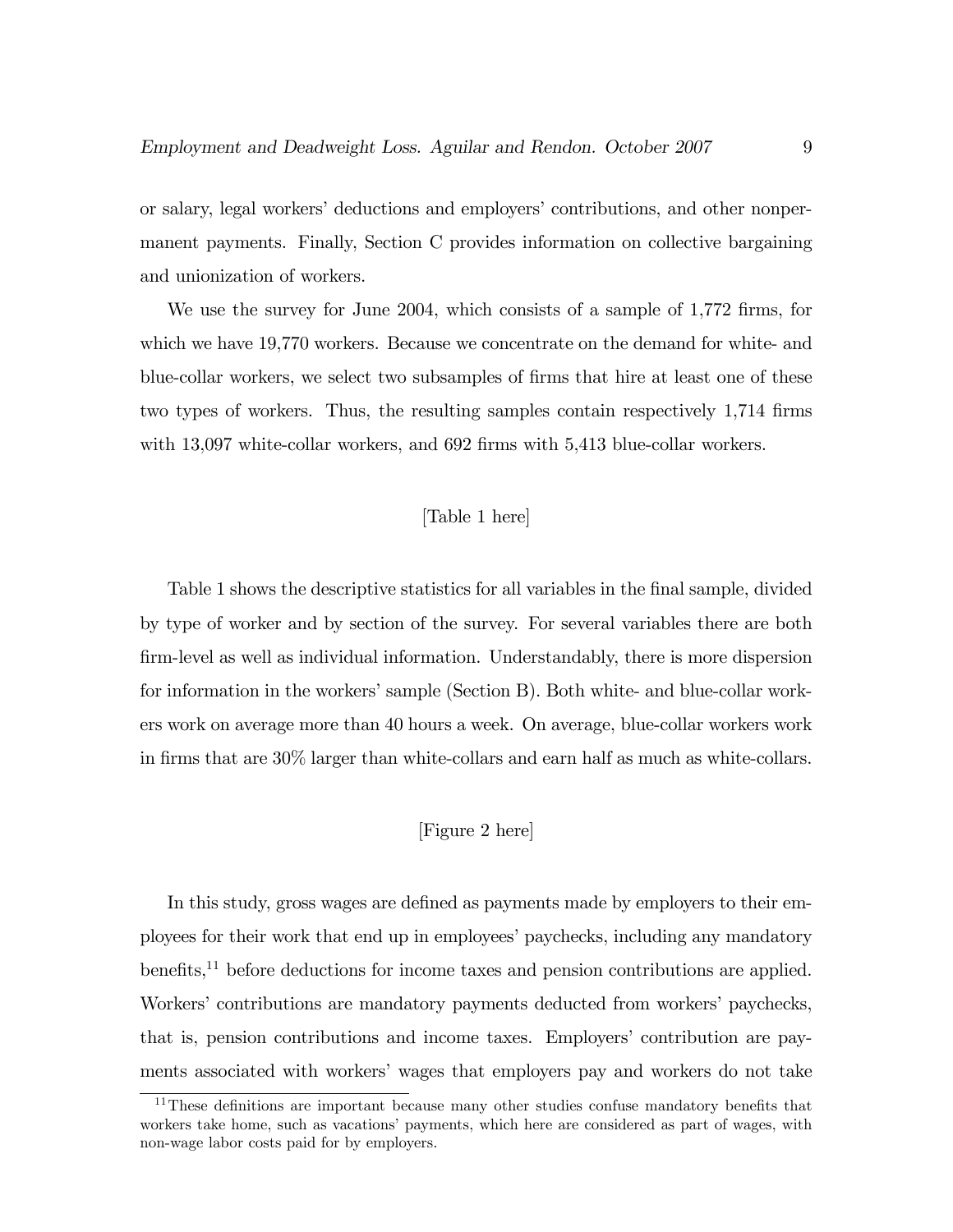or salary, legal workers' deductions and employers' contributions, and other nonpermanent payments. Finally, Section C provides information on collective bargaining and unionization of workers.

We use the survey for June 2004, which consists of a sample of 1,772 firms, for which we have 19,770 workers. Because we concentrate on the demand for white- and blue-collar workers, we select two subsamples of firms that hire at least one of these two types of workers. Thus, the resulting samples contain respectively 1,714 firms with 13,097 white-collar workers, and 692 firms with 5,413 blue-collar workers.

[Table 1 here]

Table 1 shows the descriptive statistics for all variables in the final sample, divided by type of worker and by section of the survey. For several variables there are both firm-level as well as individual information. Understandably, there is more dispersion for information in the workers' sample (Section B). Both white- and blue-collar workers work on average more than 40 hours a week. On average, blue-collar workers work in firms that are 30% larger than white-collars and earn half as much as white-collars.

[Figure 2 here]

In this study, gross wages are defined as payments made by employers to their employees for their work that end up in employees' paychecks, including any mandatory benefits,[11] before deductions for income taxes and pension contributions are applied. Workers' contributions are mandatory payments deducted from workers' paychecks, that is, pension contributions and income taxes. Employers' contribution are payments associated with workers' wages that employers pay and workers do not take

[11] These definitions are important because many other studies confuse mandatory benefits that workers take home, such as vacations' payments, which here are considered as part of wages, with non-wage labor costs paid for by employers.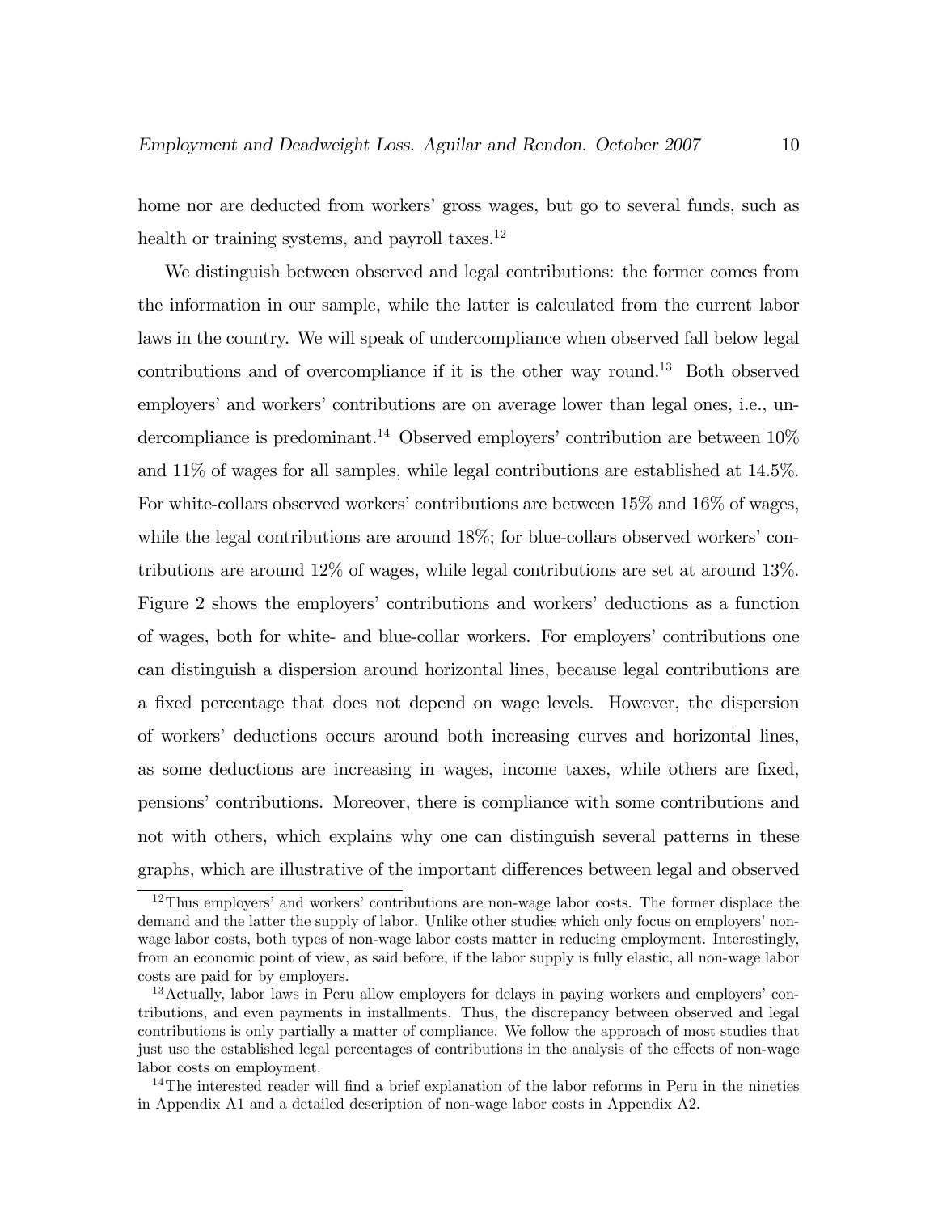home nor are deducted from workers' gross wages, but go to several funds, such as health or training systems, and payroll taxes.[12]

We distinguish between observed and legal contributions: the former comes from the information in our sample, while the latter is calculated from the current labor laws in the country. We will speak of undercompliance when observed fall below legal contributions and of overcompliance if it is the other way round.[13] Both observed employers' and workers' contributions are on average lower than legal ones, i.e., undercompliance is predominant.[14] Observed employers' contribution are between 10% and 11% of wages for all samples, while legal contributions are established at 14.5%. For white-collars observed workers' contributions are between 15% and 16% of wages, while the legal contributions are around 18%; for blue-collars observed workers' contributions are around 12% of wages, while legal contributions are set at around 13%. Figure 2 shows the employers' contributions and workers' deductions as a function of wages, both for white- and blue-collar workers. For employers' contributions one can distinguish a dispersion around horizontal lines, because legal contributions are a fixed percentage that does not depend on wage levels. However, the dispersion of workers' deductions occurs around both increasing curves and horizontal lines, as some deductions are increasing in wages, income taxes, while others are fixed, pensions' contributions. Moreover, there is compliance with some contributions and not with others, which explains why one can distinguish several patterns in these graphs, which are illustrative of the important differences between legal and observed

---

[12] Thus employers' and workers' contributions are non-wage labor costs. The former displace the demand and the latter the supply of labor. Unlike other studies which only focus on employers' non-wage labor costs, both types of non-wage labor costs matter in reducing employment. Interestingly, from an economic point of view, as said before, if the labor supply is fully elastic, all non-wage labor costs are paid for by employers.

[13] Actually, labor laws in Peru allow employers for delays in paying workers and employers' contributions, and even payments in installments. Thus, the discrepancy between observed and legal contributions is only partially a matter of compliance. We follow the approach of most studies that just use the established legal percentages of contributions in the analysis of the effects of non-wage labor costs on employment.

[14] The interested reader will find a brief explanation of the labor reforms in Peru in the nineties in Appendix A1 and a detailed description of non-wage labor costs in Appendix A2.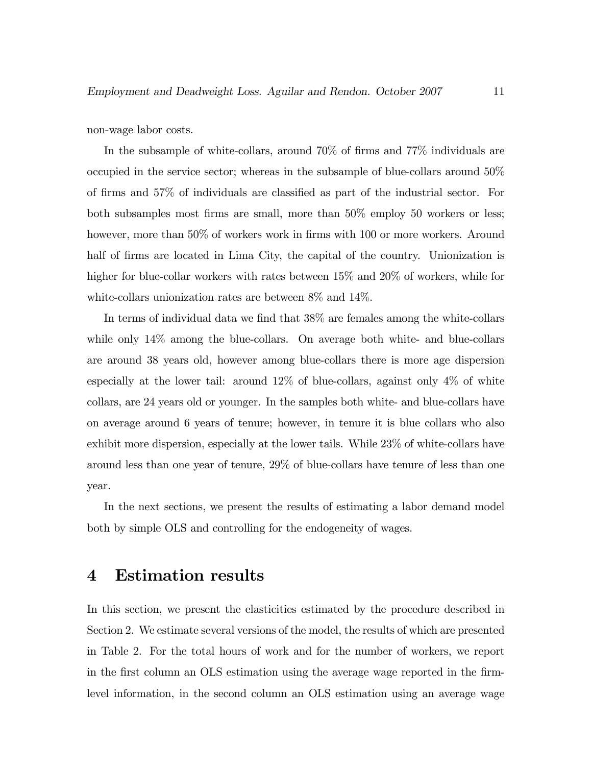non-wage labor costs.

In the subsample of white-collars, around 70% of firms and 77% individuals are occupied in the service sector; whereas in the subsample of blue-collars around 50% of firms and 57% of individuals are classified as part of the industrial sector. For both subsamples most firms are small, more than 50% employ 50 workers or less; however, more than 50% of workers work in firms with 100 or more workers. Around half of firms are located in Lima City, the capital of the country. Unionization is higher for blue-collar workers with rates between 15% and 20% of workers, while for white-collars unionization rates are between 8% and 14%.

In terms of individual data we find that 38% are females among the white-collars while only 14% among the blue-collars. On average both white- and blue-collars are around 38 years old, however among blue-collars there is more age dispersion especially at the lower tail: around 12% of blue-collars, against only 4% of white collars, are 24 years old or younger. In the samples both white- and blue-collars have on average around 6 years of tenure; however, in tenure it is blue collars who also exhibit more dispersion, especially at the lower tails. While 23% of white-collars have around less than one year of tenure, 29% of blue-collars have tenure of less than one year.

In the next sections, we present the results of estimating a labor demand model both by simple OLS and controlling for the endogeneity of wages.

# 4 Estimation results

In this section, we present the elasticities estimated by the procedure described in Section 2. We estimate several versions of the model, the results of which are presented in Table 2. For the total hours of work and for the number of workers, we report in the first column an OLS estimation using the average wage reported in the firm-level information, in the second column an OLS estimation using an average wage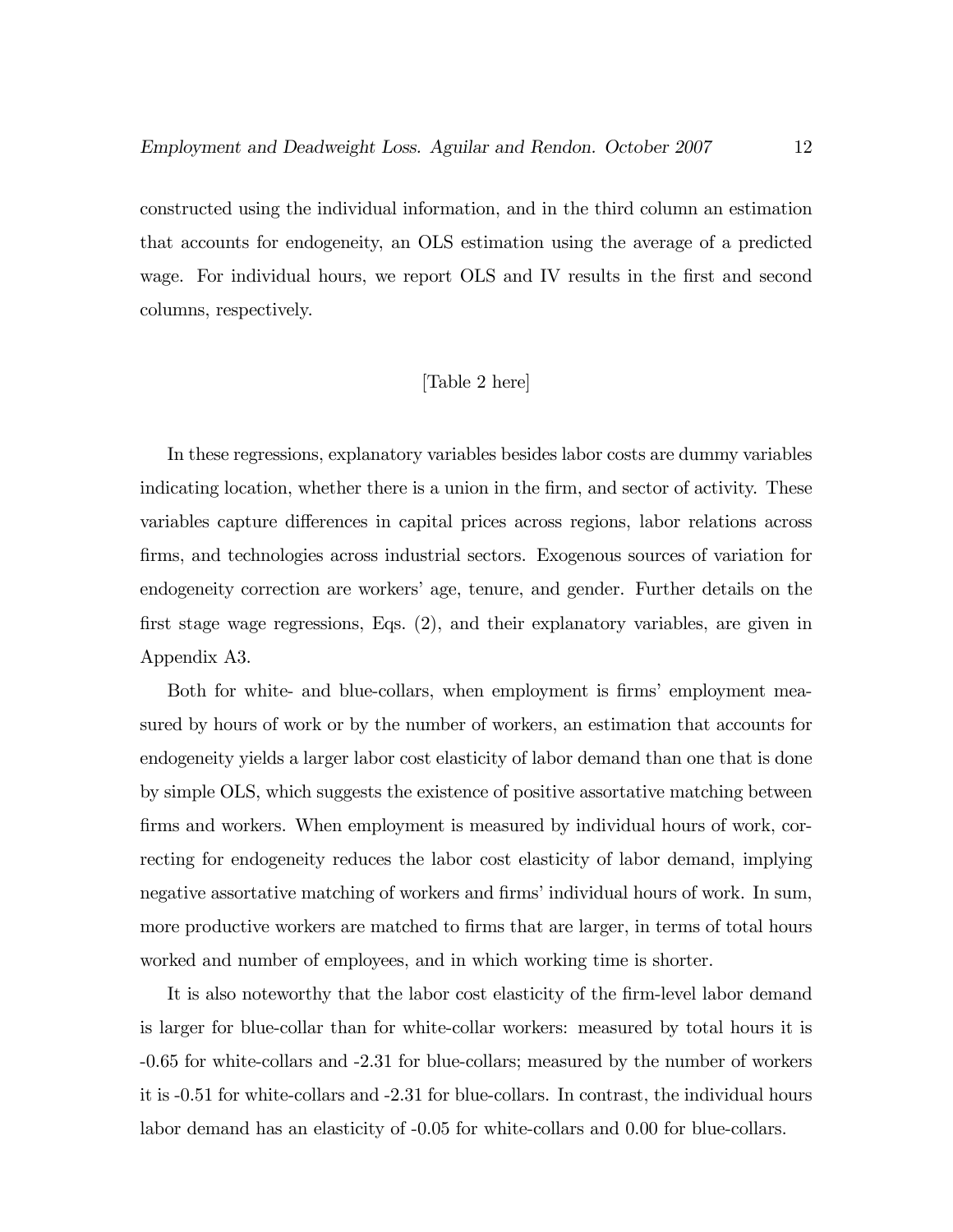constructed using the individual information, and in the third column an estimation that accounts for endogeneity, an OLS estimation using the average of a predicted wage. For individual hours, we report OLS and IV results in the first and second columns, respectively.

[Table 2 here]

In these regressions, explanatory variables besides labor costs are dummy variables indicating location, whether there is a union in the firm, and sector of activity. These variables capture differences in capital prices across regions, labor relations across firms, and technologies across industrial sectors. Exogenous sources of variation for endogeneity correction are workers' age, tenure, and gender. Further details on the first stage wage regressions, Eqs. (2), and their explanatory variables, are given in Appendix A3.

Both for white- and blue-collars, when employment is firms' employment measured by hours of work or by the number of workers, an estimation that accounts for endogeneity yields a larger labor cost elasticity of labor demand than one that is done by simple OLS, which suggests the existence of positive assortative matching between firms and workers. When employment is measured by individual hours of work, correcting for endogeneity reduces the labor cost elasticity of labor demand, implying negative assortative matching of workers and firms' individual hours of work. In sum, more productive workers are matched to firms that are larger, in terms of total hours worked and number of employees, and in which working time is shorter.

It is also noteworthy that the labor cost elasticity of the firm-level labor demand is larger for blue-collar than for white-collar workers: measured by total hours it is -0.65 for white-collars and -2.31 for blue-collars; measured by the number of workers it is -0.51 for white-collars and -2.31 for blue-collars. In contrast, the individual hours labor demand has an elasticity of -0.05 for white-collars and 0.00 for blue-collars.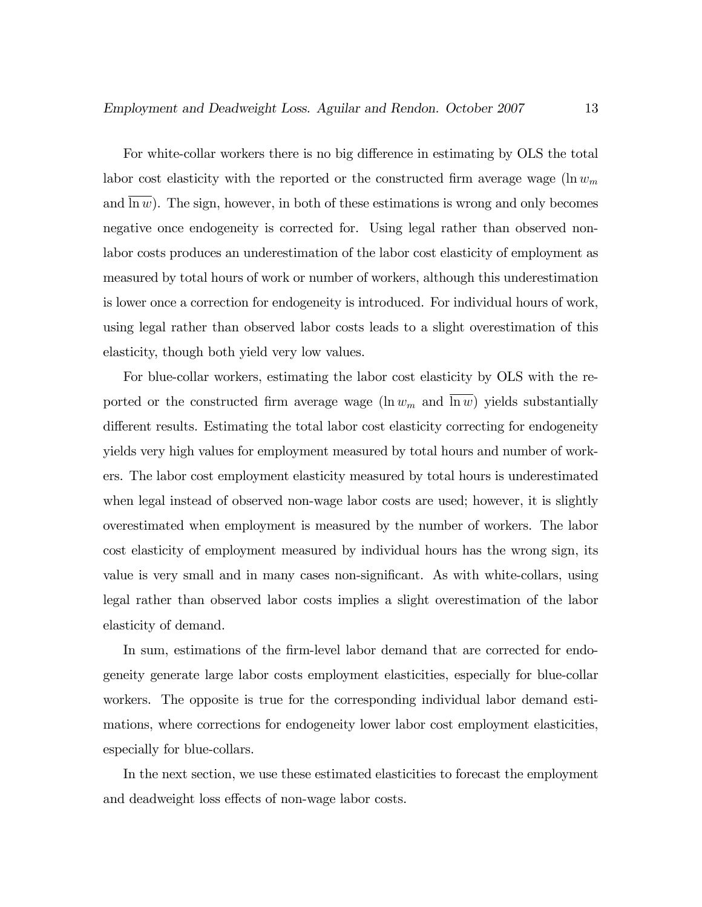For white-collar workers there is no big difference in estimating by OLS the total labor cost elasticity with the reported or the constructed firm average wage ($\ln w_m$ and $\overline{\ln w}$). The sign, however, in both of these estimations is wrong and only becomes negative once endogeneity is corrected for. Using legal rather than observed non-labor costs produces an underestimation of the labor cost elasticity of employment as measured by total hours of work or number of workers, although this underestimation is lower once a correction for endogeneity is introduced. For individual hours of work, using legal rather than observed labor costs leads to a slight overestimation of this elasticity, though both yield very low values.

For blue-collar workers, estimating the labor cost elasticity by OLS with the reported or the constructed firm average wage ($\ln w_m$ and $\overline{\ln w}$) yields substantially different results. Estimating the total labor cost elasticity correcting for endogeneity yields very high values for employment measured by total hours and number of workers. The labor cost employment elasticity measured by total hours is underestimated when legal instead of observed non-wage labor costs are used; however, it is slightly overestimated when employment is measured by the number of workers. The labor cost elasticity of employment measured by individual hours has the wrong sign, its value is very small and in many cases non-significant. As with white-collars, using legal rather than observed labor costs implies a slight overestimation of the labor elasticity of demand.

In sum, estimations of the firm-level labor demand that are corrected for endogeneity generate large labor costs employment elasticities, especially for blue-collar workers. The opposite is true for the corresponding individual labor demand estimations, where corrections for endogeneity lower labor cost employment elasticities, especially for blue-collars.

In the next section, we use these estimated elasticities to forecast the employment and deadweight loss effects of non-wage labor costs.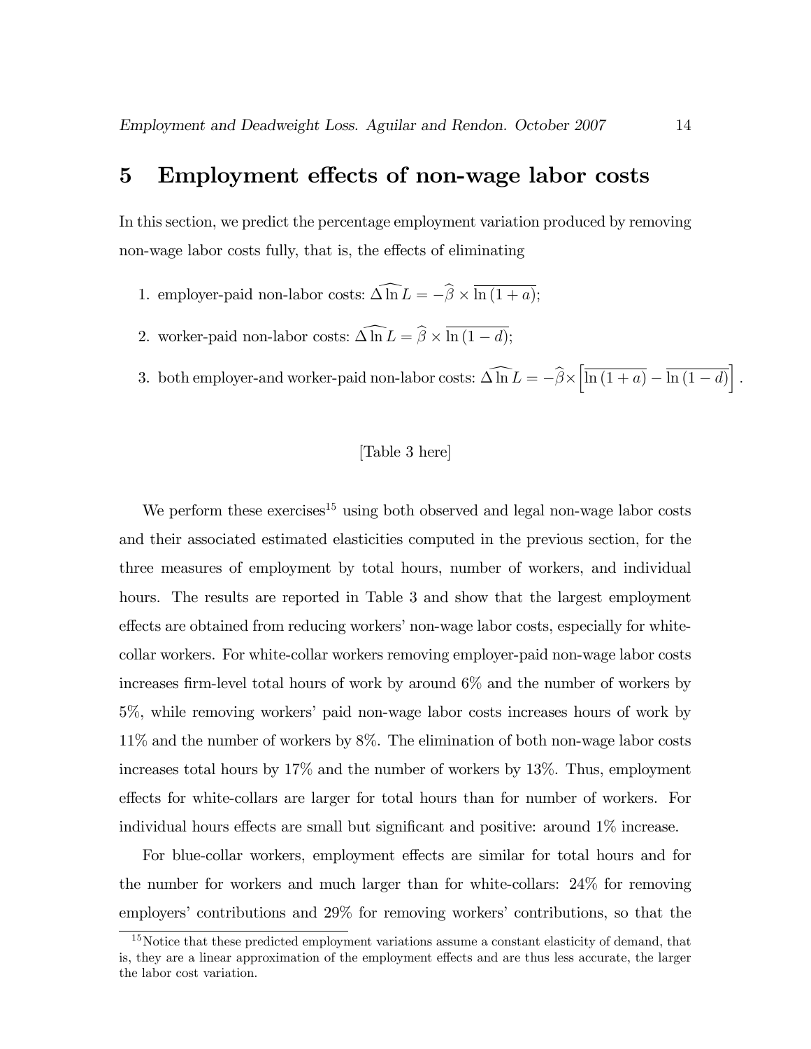## 5 Employment effects of non-wage labor costs

In this section, we predict the percentage employment variation produced by removing non-wage labor costs fully, that is, the effects of eliminating

1. employer-paid non-labor costs: $\widehat{\Delta \ln L} = -\widehat{\beta} \times \overline{\ln(1+a)}$;
2. worker-paid non-labor costs: $\widehat{\Delta \ln L} = \widehat{\beta} \times \overline{\ln(1-d)}$;
3. both employer-and worker-paid non-labor costs: $\widehat{\Delta \ln L} = -\widehat{\beta} \times \left[\overline{\ln(1+a)} - \overline{\ln(1-d)}\right]$.

[Table 3 here]

We perform these exercises[15] using both observed and legal non-wage labor costs and their associated estimated elasticities computed in the previous section, for the three measures of employment by total hours, number of workers, and individual hours. The results are reported in Table 3 and show that the largest employment effects are obtained from reducing workers' non-wage labor costs, especially for white-collar workers. For white-collar workers removing employer-paid non-wage labor costs increases firm-level total hours of work by around 6% and the number of workers by 5%, while removing workers' paid non-wage labor costs increases hours of work by 11% and the number of workers by 8%. The elimination of both non-wage labor costs increases total hours by 17% and the number of workers by 13%. Thus, employment effects for white-collars are larger for total hours than for number of workers. For individual hours effects are small but significant and positive: around 1% increase.

For blue-collar workers, employment effects are similar for total hours and for the number for workers and much larger than for white-collars: 24% for removing employers' contributions and 29% for removing workers' contributions, so that the

[15] Notice that these predicted employment variations assume a constant elasticity of demand, that is, they are a linear approximation of the employment effects and are thus less accurate, the larger the labor cost variation.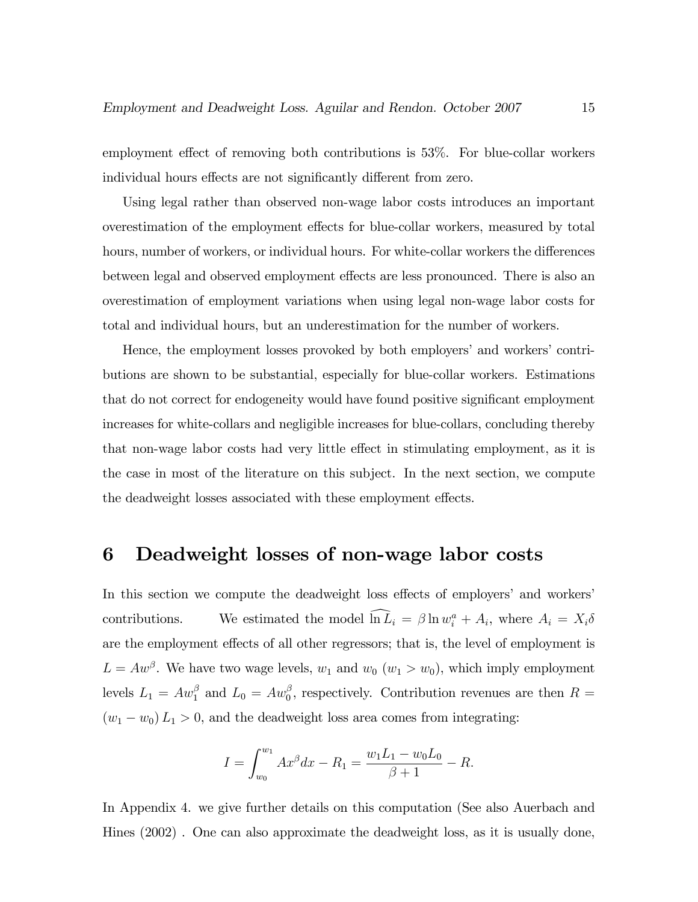employment effect of removing both contributions is 53%. For blue-collar workers individual hours effects are not significantly different from zero.

Using legal rather than observed non-wage labor costs introduces an important overestimation of the employment effects for blue-collar workers, measured by total hours, number of workers, or individual hours. For white-collar workers the differences between legal and observed employment effects are less pronounced. There is also an overestimation of employment variations when using legal non-wage labor costs for total and individual hours, but an underestimation for the number of workers.

Hence, the employment losses provoked by both employers' and workers' contributions are shown to be substantial, especially for blue-collar workers. Estimations that do not correct for endogeneity would have found positive significant employment increases for white-collars and negligible increases for blue-collars, concluding thereby that non-wage labor costs had very little effect in stimulating employment, as it is the case in most of the literature on this subject. In the next section, we compute the deadweight losses associated with these employment effects.

# 6 Deadweight losses of non-wage labor costs

In this section we compute the deadweight loss effects of employers' and workers' contributions. We estimated the model $\widehat{\ln L_i} = \beta \ln w_i^a + A_i$, where $A_i = X_i \delta$ are the employment effects of all other regressors; that is, the level of employment is $L = Aw^{\beta}$. We have two wage levels, $w_1$ and $w_0$ ($w_1 > w_0$), which imply employment levels $L_1 = Aw_1^{\beta}$ and $L_0 = Aw_0^{\beta}$, respectively. Contribution revenues are then $R = (w_1 - w_0) L_1 > 0$, and the deadweight loss area comes from integrating:

$$I = \int_{w_0}^{w_1} Ax^{\beta} dx - R_1 = \frac{w_1 L_1 - w_0 L_0}{\beta + 1} - R.$$

In Appendix 4. we give further details on this computation (See also Auerbach and Hines (2002) . One can also approximate the deadweight loss, as it is usually done,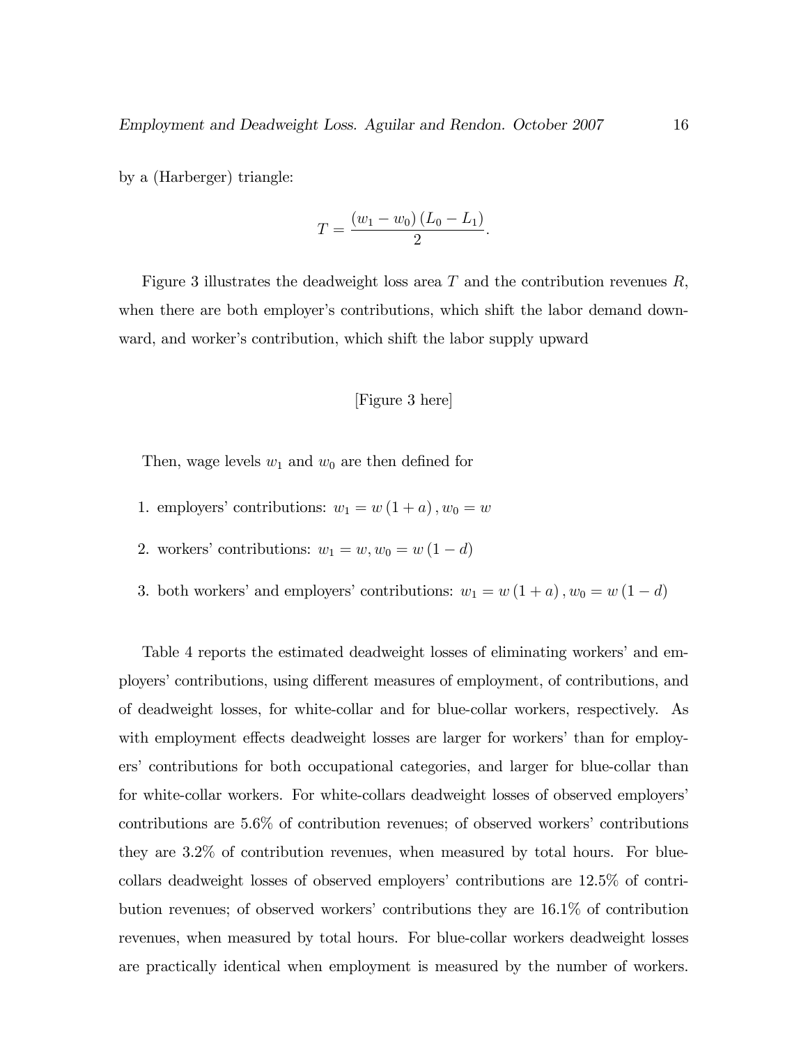by a (Harberger) triangle:

$$T = \frac{(w_1 - w_0)(L_0 - L_1)}{2}.$$

Figure 3 illustrates the deadweight loss area $T$ and the contribution revenues $R$, when there are both employer's contributions, which shift the labor demand downward, and worker's contribution, which shift the labor supply upward

[Figure 3 here]

Then, wage levels $w_1$ and $w_0$ are then defined for

1. employers' contributions: $w_1 = w(1+a), w_0 = w$
2. workers' contributions: $w_1 = w, w_0 = w(1-d)$
3. both workers' and employers' contributions: $w_1 = w(1+a), w_0 = w(1-d)$

Table 4 reports the estimated deadweight losses of eliminating workers' and employers' contributions, using different measures of employment, of contributions, and of deadweight losses, for white-collar and for blue-collar workers, respectively. As with employment effects deadweight losses are larger for workers' than for employers' contributions for both occupational categories, and larger for blue-collar than for white-collar workers. For white-collars deadweight losses of observed employers' contributions are 5.6% of contribution revenues; of observed workers' contributions they are 3.2% of contribution revenues, when measured by total hours. For blue-collars deadweight losses of observed employers' contributions are 12.5% of contribution revenues; of observed workers' contributions they are 16.1% of contribution revenues, when measured by total hours. For blue-collar workers deadweight losses are practically identical when employment is measured by the number of workers.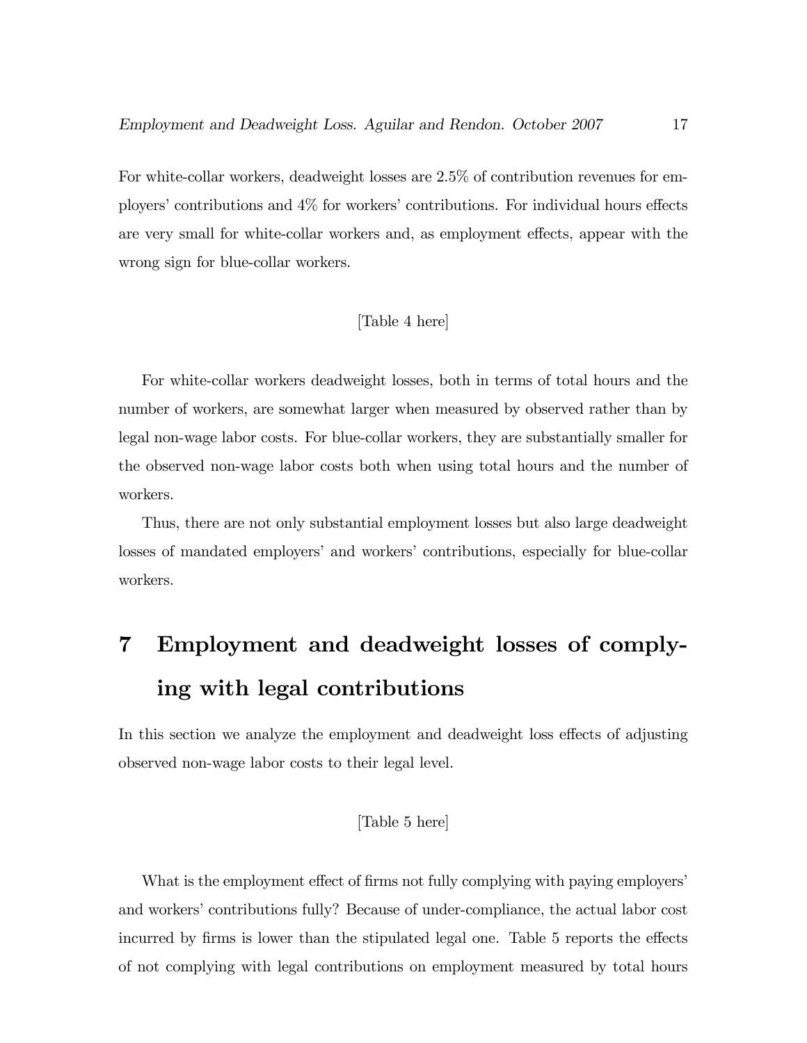For white-collar workers, deadweight losses are 2.5% of contribution revenues for employers' contributions and 4% for workers' contributions. For individual hours effects are very small for white-collar workers and, as employment effects, appear with the wrong sign for blue-collar workers.

[Table 4 here]

For white-collar workers deadweight losses, both in terms of total hours and the number of workers, are somewhat larger when measured by observed rather than by legal non-wage labor costs. For blue-collar workers, they are substantially smaller for the observed non-wage labor costs both when using total hours and the number of workers.

Thus, there are not only substantial employment losses but also large deadweight losses of mandated employers' and workers' contributions, especially for blue-collar workers.

# 7 Employment and deadweight losses of complying with legal contributions

In this section we analyze the employment and deadweight loss effects of adjusting observed non-wage labor costs to their legal level.

[Table 5 here]

What is the employment effect of firms not fully complying with paying employers' and workers' contributions fully? Because of under-compliance, the actual labor cost incurred by firms is lower than the stipulated legal one. Table 5 reports the effects of not complying with legal contributions on employment measured by total hours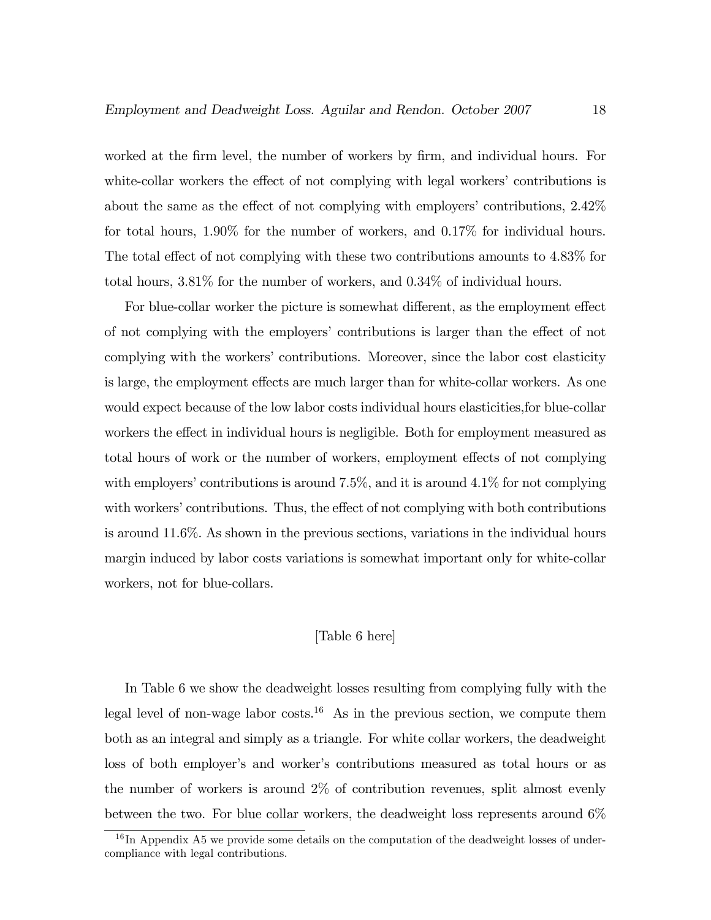worked at the firm level, the number of workers by firm, and individual hours. For white-collar workers the effect of not complying with legal workers' contributions is about the same as the effect of not complying with employers' contributions, 2.42% for total hours, 1.90% for the number of workers, and 0.17% for individual hours. The total effect of not complying with these two contributions amounts to 4.83% for total hours, 3.81% for the number of workers, and 0.34% of individual hours.

For blue-collar worker the picture is somewhat different, as the employment effect of not complying with the employers' contributions is larger than the effect of not complying with the workers' contributions. Moreover, since the labor cost elasticity is large, the employment effects are much larger than for white-collar workers. As one would expect because of the low labor costs individual hours elasticities,for blue-collar workers the effect in individual hours is negligible. Both for employment measured as total hours of work or the number of workers, employment effects of not complying with employers' contributions is around 7.5%, and it is around 4.1% for not complying with workers' contributions. Thus, the effect of not complying with both contributions is around 11.6%. As shown in the previous sections, variations in the individual hours margin induced by labor costs variations is somewhat important only for white-collar workers, not for blue-collars.

[Table 6 here]

In Table 6 we show the deadweight losses resulting from complying fully with the legal level of non-wage labor costs.[16] As in the previous section, we compute them both as an integral and simply as a triangle. For white collar workers, the deadweight loss of both employer's and worker's contributions measured as total hours or as the number of workers is around 2% of contribution revenues, split almost evenly between the two. For blue collar workers, the deadweight loss represents around 6%

[16] In Appendix A5 we provide some details on the computation of the deadweight losses of under-compliance with legal contributions.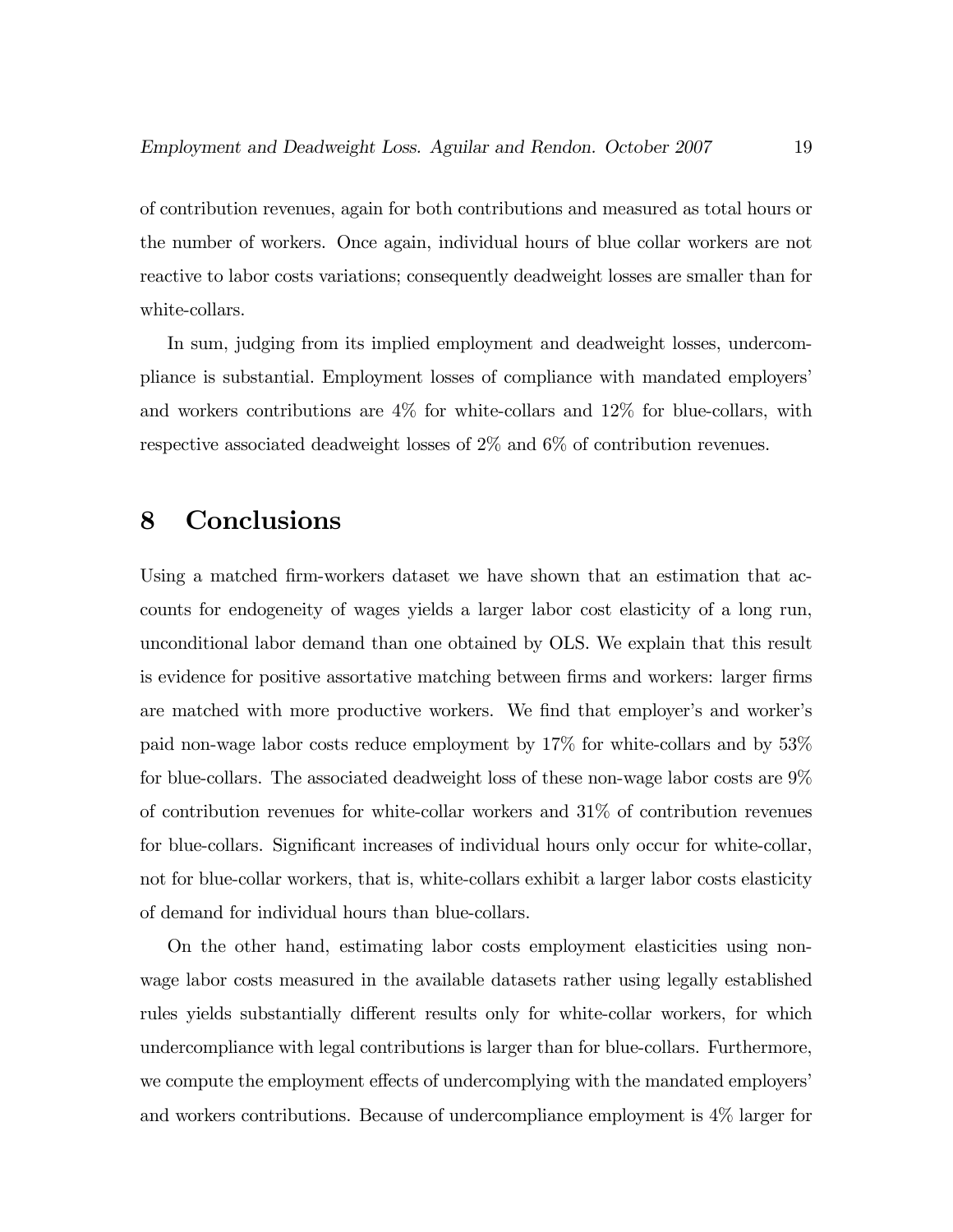of contribution revenues, again for both contributions and measured as total hours or the number of workers. Once again, individual hours of blue collar workers are not reactive to labor costs variations; consequently deadweight losses are smaller than for white-collars.

In sum, judging from its implied employment and deadweight losses, undercompliance is substantial. Employment losses of compliance with mandated employers' and workers contributions are 4% for white-collars and 12% for blue-collars, with respective associated deadweight losses of 2% and 6% of contribution revenues.

# 8 Conclusions

Using a matched firm-workers dataset we have shown that an estimation that accounts for endogeneity of wages yields a larger labor cost elasticity of a long run, unconditional labor demand than one obtained by OLS. We explain that this result is evidence for positive assortative matching between firms and workers: larger firms are matched with more productive workers. We find that employer's and worker's paid non-wage labor costs reduce employment by 17% for white-collars and by 53% for blue-collars. The associated deadweight loss of these non-wage labor costs are 9% of contribution revenues for white-collar workers and 31% of contribution revenues for blue-collars. Significant increases of individual hours only occur for white-collar, not for blue-collar workers, that is, white-collars exhibit a larger labor costs elasticity of demand for individual hours than blue-collars.

On the other hand, estimating labor costs employment elasticities using non-wage labor costs measured in the available datasets rather using legally established rules yields substantially different results only for white-collar workers, for which undercompliance with legal contributions is larger than for blue-collars. Furthermore, we compute the employment effects of undercomplying with the mandated employers' and workers contributions. Because of undercompliance employment is 4% larger for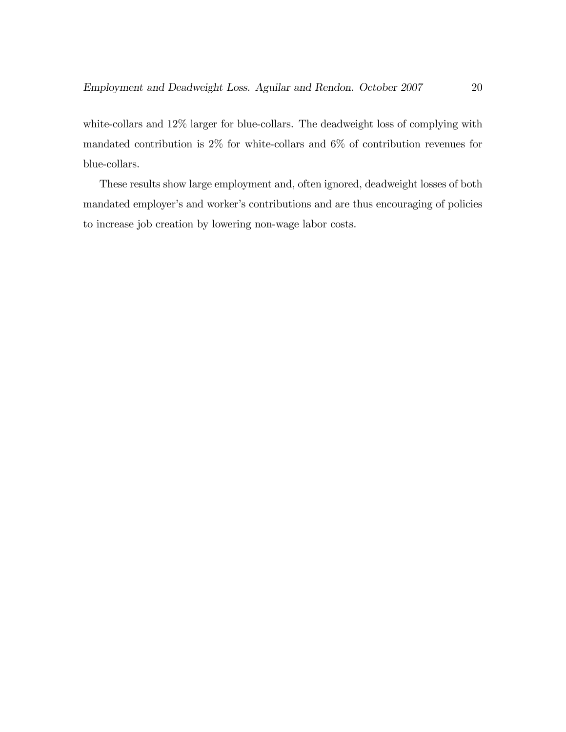white-collars and 12% larger for blue-collars. The deadweight loss of complying with mandated contribution is 2% for white-collars and 6% of contribution revenues for blue-collars.

These results show large employment and, often ignored, deadweight losses of both mandated employer's and worker's contributions and are thus encouraging of policies to increase job creation by lowering non-wage labor costs.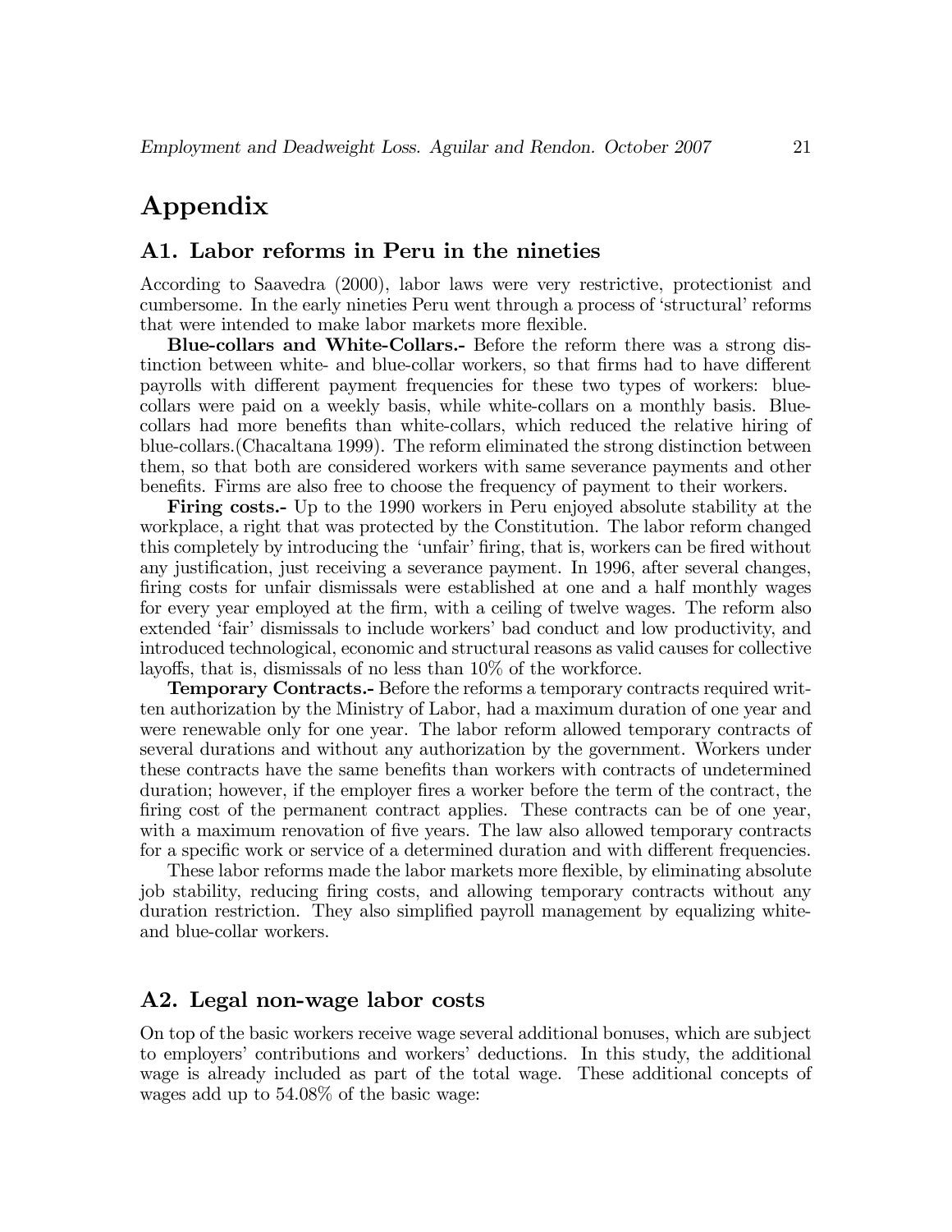# Appendix

## A1. Labor reforms in Peru in the nineties

According to Saavedra (2000), labor laws were very restrictive, protectionist and cumbersome. In the early nineties Peru went through a process of 'structural' reforms that were intended to make labor markets more flexible.

**Blue-collars and White-Collars.-** Before the reform there was a strong distinction between white- and blue-collar workers, so that firms had to have different payrolls with different payment frequencies for these two types of workers: blue-collars were paid on a weekly basis, while white-collars on a monthly basis. Blue-collars had more benefits than white-collars, which reduced the relative hiring of blue-collars.(Chacaltana 1999). The reform eliminated the strong distinction between them, so that both are considered workers with same severance payments and other benefits. Firms are also free to choose the frequency of payment to their workers.

**Firing costs.-** Up to the 1990 workers in Peru enjoyed absolute stability at the workplace, a right that was protected by the Constitution. The labor reform changed this completely by introducing the 'unfair' firing, that is, workers can be fired without any justification, just receiving a severance payment. In 1996, after several changes, firing costs for unfair dismissals were established at one and a half monthly wages for every year employed at the firm, with a ceiling of twelve wages. The reform also extended 'fair' dismissals to include workers' bad conduct and low productivity, and introduced technological, economic and structural reasons as valid causes for collective layoffs, that is, dismissals of no less than 10% of the workforce.

**Temporary Contracts.-** Before the reforms a temporary contracts required written authorization by the Ministry of Labor, had a maximum duration of one year and were renewable only for one year. The labor reform allowed temporary contracts of several durations and without any authorization by the government. Workers under these contracts have the same benefits than workers with contracts of undetermined duration; however, if the employer fires a worker before the term of the contract, the firing cost of the permanent contract applies. These contracts can be of one year, with a maximum renovation of five years. The law also allowed temporary contracts for a specific work or service of a determined duration and with different frequencies.

These labor reforms made the labor markets more flexible, by eliminating absolute job stability, reducing firing costs, and allowing temporary contracts without any duration restriction. They also simplified payroll management by equalizing white- and blue-collar workers.

## A2. Legal non-wage labor costs

On top of the basic workers receive wage several additional bonuses, which are subject to employers' contributions and workers' deductions. In this study, the additional wage is already included as part of the total wage. These additional concepts of wages add up to 54.08% of the basic wage: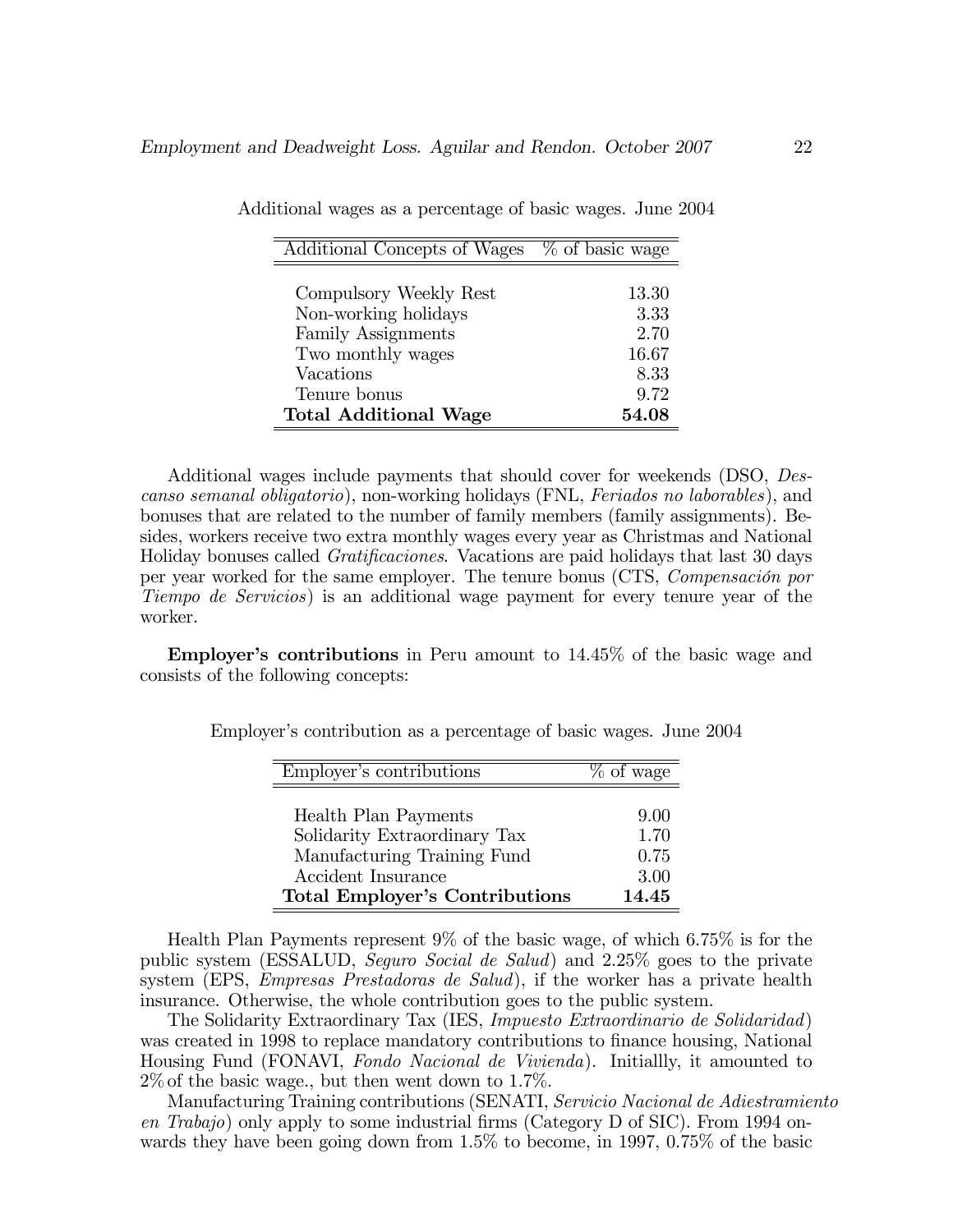Additional wages as a percentage of basic wages. June 2004

| Additional Concepts of Wages | % of basic wage |
|---|---|
| Compulsory Weekly Rest | 13.30 |
| Non-working holidays | 3.33 |
| Family Assignments | 2.70 |
| Two monthly wages | 16.67 |
| Vacations | 8.33 |
| Tenure bonus | 9.72 |
| **Total Additional Wage** | **54.08** |

Additional wages include payments that should cover for weekends (DSO, *Descanso semanal obligatorio*), non-working holidays (FNL, *Feriados no laborables*), and bonuses that are related to the number of family members (family assignments). Besides, workers receive two extra monthly wages every year as Christmas and National Holiday bonuses called *Gratificaciones*. Vacations are paid holidays that last 30 days per year worked for the same employer. The tenure bonus (CTS, *Compensación por Tiempo de Servicios*) is an additional wage payment for every tenure year of the worker.

**Employer's contributions** in Peru amount to 14.45% of the basic wage and consists of the following concepts:

Employer's contribution as a percentage of basic wages. June 2004

| Employer's contributions | % of wage |
|---|---|
| Health Plan Payments | 9.00 |
| Solidarity Extraordinary Tax | 1.70 |
| Manufacturing Training Fund | 0.75 |
| Accident Insurance | 3.00 |
| **Total Employer's Contributions** | **14.45** |

Health Plan Payments represent 9% of the basic wage, of which 6.75% is for the public system (ESSALUD, *Seguro Social de Salud*) and 2.25% goes to the private system (EPS, *Empresas Prestadoras de Salud*), if the worker has a private health insurance. Otherwise, the whole contribution goes to the public system.

The Solidarity Extraordinary Tax (IES, *Impuesto Extraordinario de Solidaridad*) was created in 1998 to replace mandatory contributions to finance housing, National Housing Fund (FONAVI, *Fondo Nacional de Vivienda*). Initiallly, it amounted to 2% of the basic wage., but then went down to 1.7%.

Manufacturing Training contributions (SENATI, *Servicio Nacional de Adiestramiento en Trabajo*) only apply to some industrial firms (Category D of SIC). From 1994 onwards they have been going down from 1.5% to become, in 1997, 0.75% of the basic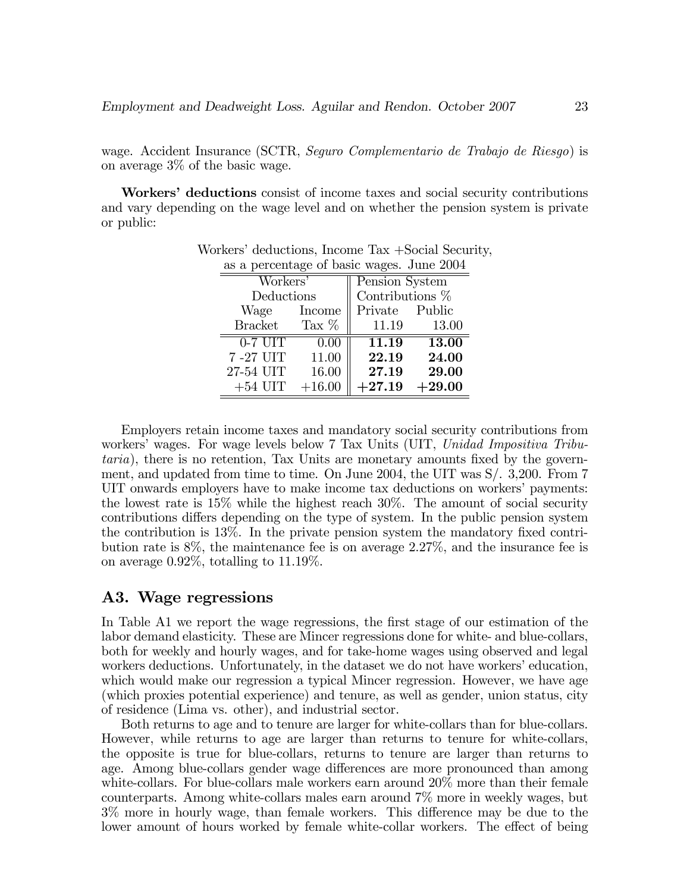wage. Accident Insurance (SCTR, *Seguro Complementario de Trabajo de Riesgo*) is on average 3% of the basic wage.

**Workers' deductions** consist of income taxes and social security contributions and vary depending on the wage level and on whether the pension system is private or public:

Workers' deductions, Income Tax +Social Security, as a percentage of basic wages. June 2004

| Workers' Deductions Wage Bracket | Income Tax % | Pension System Contributions % Private 11.19 | Public 13.00 |
|---|---|---|---|
| 0-7 UIT | 0.00 | **11.19** | **13.00** |
| 7 -27 UIT | 11.00 | **22.19** | **24.00** |
| 27-54 UIT | 16.00 | **27.19** | **29.00** |
| +54 UIT | +16.00 | **+27.19** | **+29.00** |

Employers retain income taxes and mandatory social security contributions from workers' wages. For wage levels below 7 Tax Units (UIT, *Unidad Impositiva Tributaria*), there is no retention, Tax Units are monetary amounts fixed by the government, and updated from time to time. On June 2004, the UIT was S/. 3,200. From 7 UIT onwards employers have to make income tax deductions on workers' payments: the lowest rate is 15% while the highest reach 30%. The amount of social security contributions differs depending on the type of system. In the public pension system the contribution is 13%. In the private pension system the mandatory fixed contribution rate is 8%, the maintenance fee is on average 2.27%, and the insurance fee is on average 0.92%, totalling to 11.19%.

## A3. Wage regressions

In Table A1 we report the wage regressions, the first stage of our estimation of the labor demand elasticity. These are Mincer regressions done for white- and blue-collars, both for weekly and hourly wages, and for take-home wages using observed and legal workers deductions. Unfortunately, in the dataset we do not have workers' education, which would make our regression a typical Mincer regression. However, we have age (which proxies potential experience) and tenure, as well as gender, union status, city of residence (Lima vs. other), and industrial sector.

Both returns to age and to tenure are larger for white-collars than for blue-collars. However, while returns to age are larger than returns to tenure for white-collars, the opposite is true for blue-collars, returns to tenure are larger than returns to age. Among blue-collars gender wage differences are more pronounced than among white-collars. For blue-collars male workers earn around 20% more than their female counterparts. Among white-collars males earn around 7% more in weekly wages, but 3% more in hourly wage, than female workers. This difference may be due to the lower amount of hours worked by female white-collar workers. The effect of being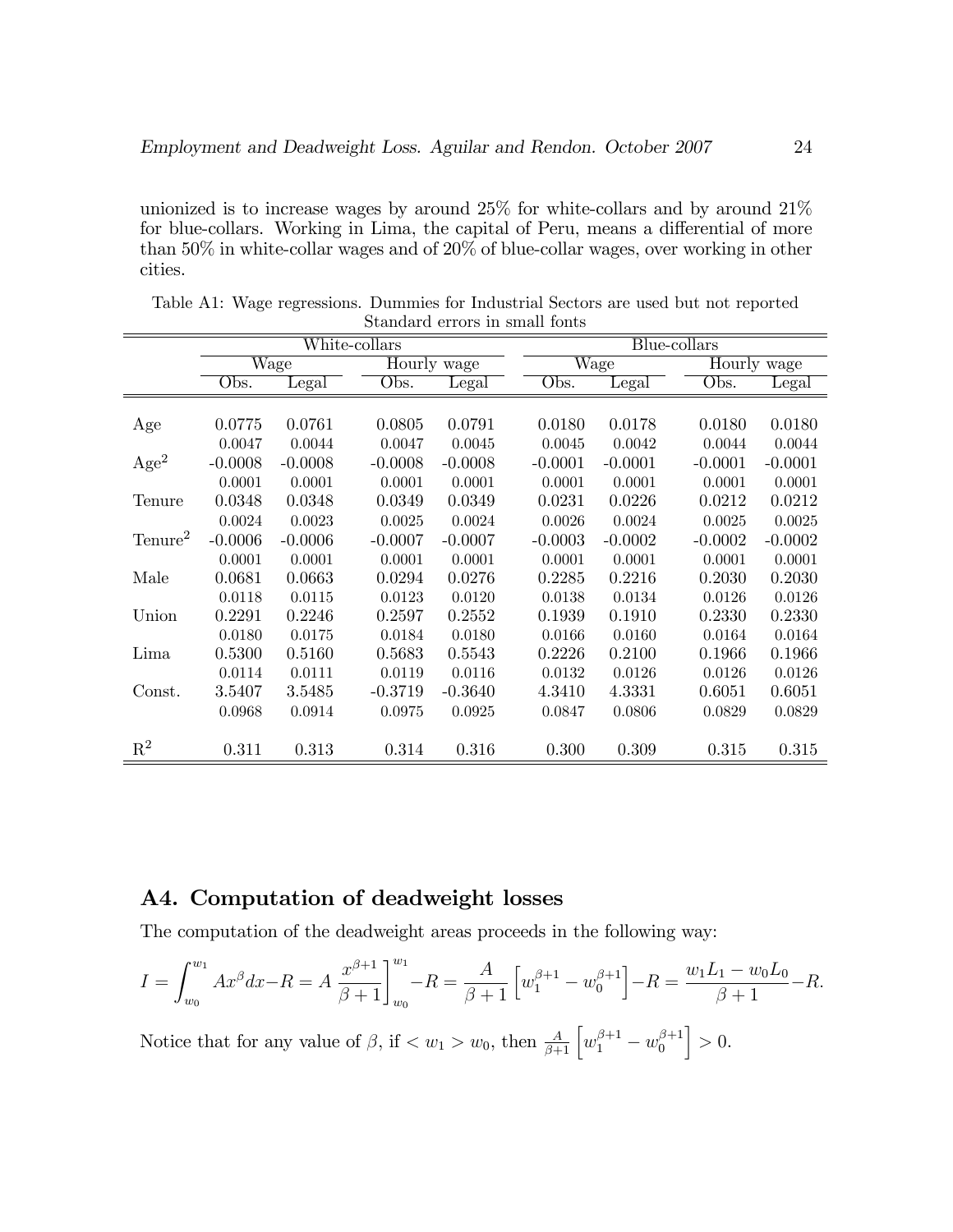unionized is to increase wages by around 25% for white-collars and by around 21% for blue-collars. Working in Lima, the capital of Peru, means a differential of more than 50% in white-collar wages and of 20% of blue-collar wages, over working in other cities.

Table A1: Wage regressions. Dummies for Industrial Sectors are used but not reported
Standard errors in small fonts

| | White-collars | | | | Blue-collars | | | |
|---|---|---|---|---|---|---|---|---|
| | Wage | | Hourly wage | | Wage | | Hourly wage | |
| | Obs. | Legal | Obs. | Legal | Obs. | Legal | Obs. | Legal |
| Age | 0.0775 | 0.0761 | 0.0805 | 0.0791 | 0.0180 | 0.0178 | 0.0180 | 0.0180 |
| | 0.0047 | 0.0044 | 0.0047 | 0.0045 | 0.0045 | 0.0042 | 0.0044 | 0.0044 |
| $\text{Age}^2$ | -0.0008 | -0.0008 | -0.0008 | -0.0008 | -0.0001 | -0.0001 | -0.0001 | -0.0001 |
| | 0.0001 | 0.0001 | 0.0001 | 0.0001 | 0.0001 | 0.0001 | 0.0001 | 0.0001 |
| Tenure | 0.0348 | 0.0348 | 0.0349 | 0.0349 | 0.0231 | 0.0226 | 0.0212 | 0.0212 |
| | 0.0024 | 0.0023 | 0.0025 | 0.0024 | 0.0026 | 0.0024 | 0.0025 | 0.0025 |
| $\text{Tenure}^2$ | -0.0006 | -0.0006 | -0.0007 | -0.0007 | -0.0003 | -0.0002 | -0.0002 | -0.0002 |
| | 0.0001 | 0.0001 | 0.0001 | 0.0001 | 0.0001 | 0.0001 | 0.0001 | 0.0001 |
| Male | 0.0681 | 0.0663 | 0.0294 | 0.0276 | 0.2285 | 0.2216 | 0.2030 | 0.2030 |
| | 0.0118 | 0.0115 | 0.0123 | 0.0120 | 0.0138 | 0.0134 | 0.0126 | 0.0126 |
| Union | 0.2291 | 0.2246 | 0.2597 | 0.2552 | 0.1939 | 0.1910 | 0.2330 | 0.2330 |
| | 0.0180 | 0.0175 | 0.0184 | 0.0180 | 0.0166 | 0.0160 | 0.0164 | 0.0164 |
| Lima | 0.5300 | 0.5160 | 0.5683 | 0.5543 | 0.2226 | 0.2100 | 0.1966 | 0.1966 |
| | 0.0114 | 0.0111 | 0.0119 | 0.0116 | 0.0132 | 0.0126 | 0.0126 | 0.0126 |
| Const. | 3.5407 | 3.5485 | -0.3719 | -0.3640 | 4.3410 | 4.3331 | 0.6051 | 0.6051 |
| | 0.0968 | 0.0914 | 0.0975 | 0.0925 | 0.0847 | 0.0806 | 0.0829 | 0.0829 |
| $R^2$ | 0.311 | 0.313 | 0.314 | 0.316 | 0.300 | 0.309 | 0.315 | 0.315 |

## A4. Computation of deadweight losses

The computation of the deadweight areas proceeds in the following way:

$$I = \int_{w_0}^{w_1} Ax^{\beta}dx - R = A\left.\frac{x^{\beta+1}}{\beta+1}\right]_{w_0}^{w_1} - R = \frac{A}{\beta+1}\left[w_1^{\beta+1} - w_0^{\beta+1}\right] - R = \frac{w_1L_1 - w_0L_0}{\beta+1} - R.$$

Notice that for any value of $\beta$, if $< w_1 > w_0$, then $\frac{A}{\beta+1}\left[w_1^{\beta+1} - w_0^{\beta+1}\right] > 0$.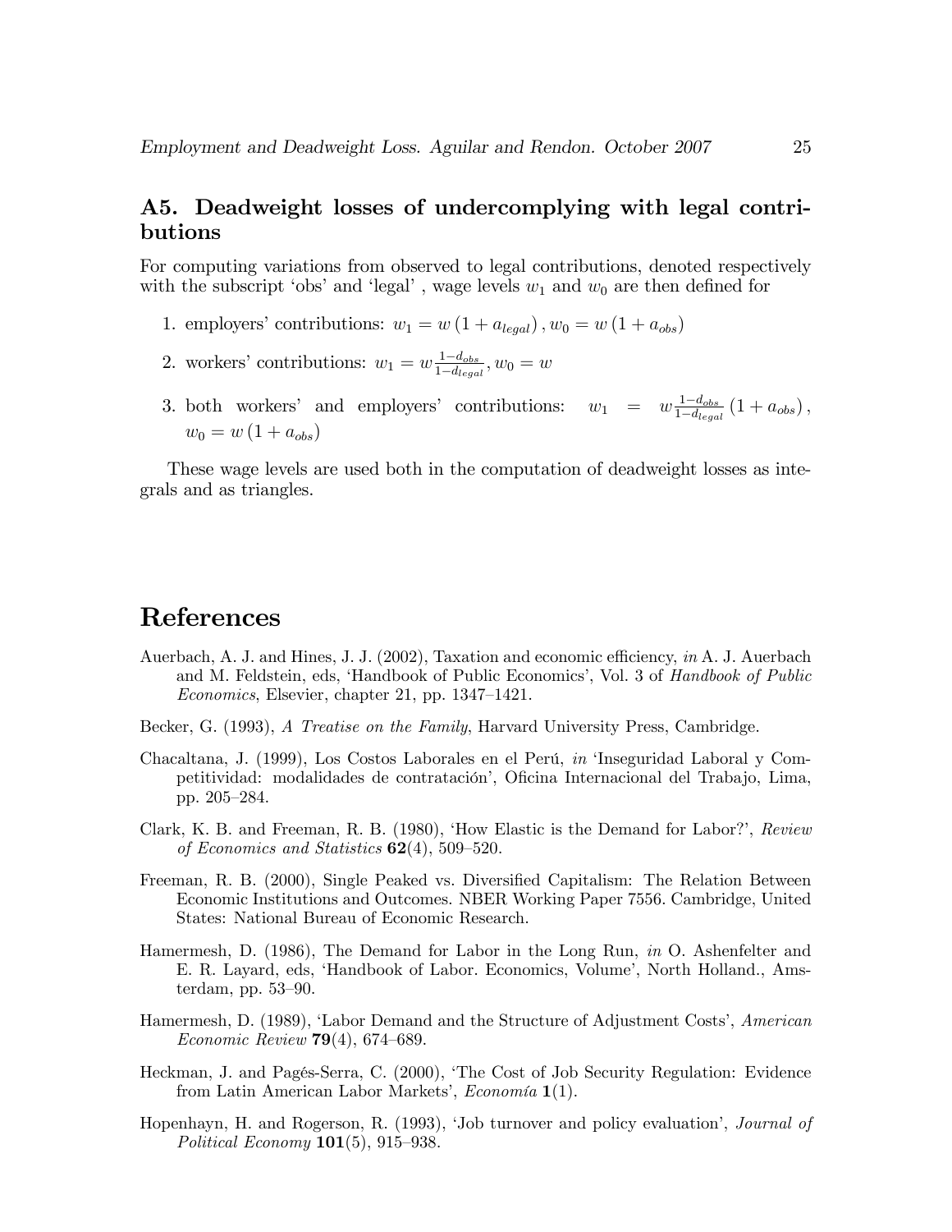## A5. Deadweight losses of undercomplying with legal contributions

For computing variations from observed to legal contributions, denoted respectively with the subscript 'obs' and 'legal' , wage levels $w_1$ and $w_0$ are then defined for

1. employers' contributions: $w_1 = w\left(1 + a_{legal}\right), w_0 = w\left(1 + a_{obs}\right)$
2. workers' contributions: $w_1 = w\frac{1-d_{obs}}{1-d_{legal}}, w_0 = w$
3. both workers' and employers' contributions: $w_1 = w\frac{1-d_{obs}}{1-d_{legal}}\left(1 + a_{obs}\right)$, $w_0 = w\left(1 + a_{obs}\right)$

These wage levels are used both in the computation of deadweight losses as integrals and as triangles.

# References

Auerbach, A. J. and Hines, J. J. (2002), Taxation and economic efficiency, *in* A. J. Auerbach and M. Feldstein, eds, 'Handbook of Public Economics', Vol. 3 of *Handbook of Public Economics*, Elsevier, chapter 21, pp. 1347–1421.

Becker, G. (1993), *A Treatise on the Family*, Harvard University Press, Cambridge.

Chacaltana, J. (1999), Los Costos Laborales en el Perú, *in* 'Inseguridad Laboral y Competitividad: modalidades de contratación', Oficina Internacional del Trabajo, Lima, pp. 205–284.

Clark, K. B. and Freeman, R. B. (1980), 'How Elastic is the Demand for Labor?', *Review of Economics and Statistics* **62**(4), 509–520.

Freeman, R. B. (2000), Single Peaked vs. Diversified Capitalism: The Relation Between Economic Institutions and Outcomes. NBER Working Paper 7556. Cambridge, United States: National Bureau of Economic Research.

Hamermesh, D. (1986), The Demand for Labor in the Long Run, *in* O. Ashenfelter and E. R. Layard, eds, 'Handbook of Labor. Economics, Volume', North Holland., Amsterdam, pp. 53–90.

Hamermesh, D. (1989), 'Labor Demand and the Structure of Adjustment Costs', *American Economic Review* **79**(4), 674–689.

Heckman, J. and Pagés-Serra, C. (2000), 'The Cost of Job Security Regulation: Evidence from Latin American Labor Markets', *Economía* **1**(1).

Hopenhayn, H. and Rogerson, R. (1993), 'Job turnover and policy evaluation', *Journal of Political Economy* **101**(5), 915–938.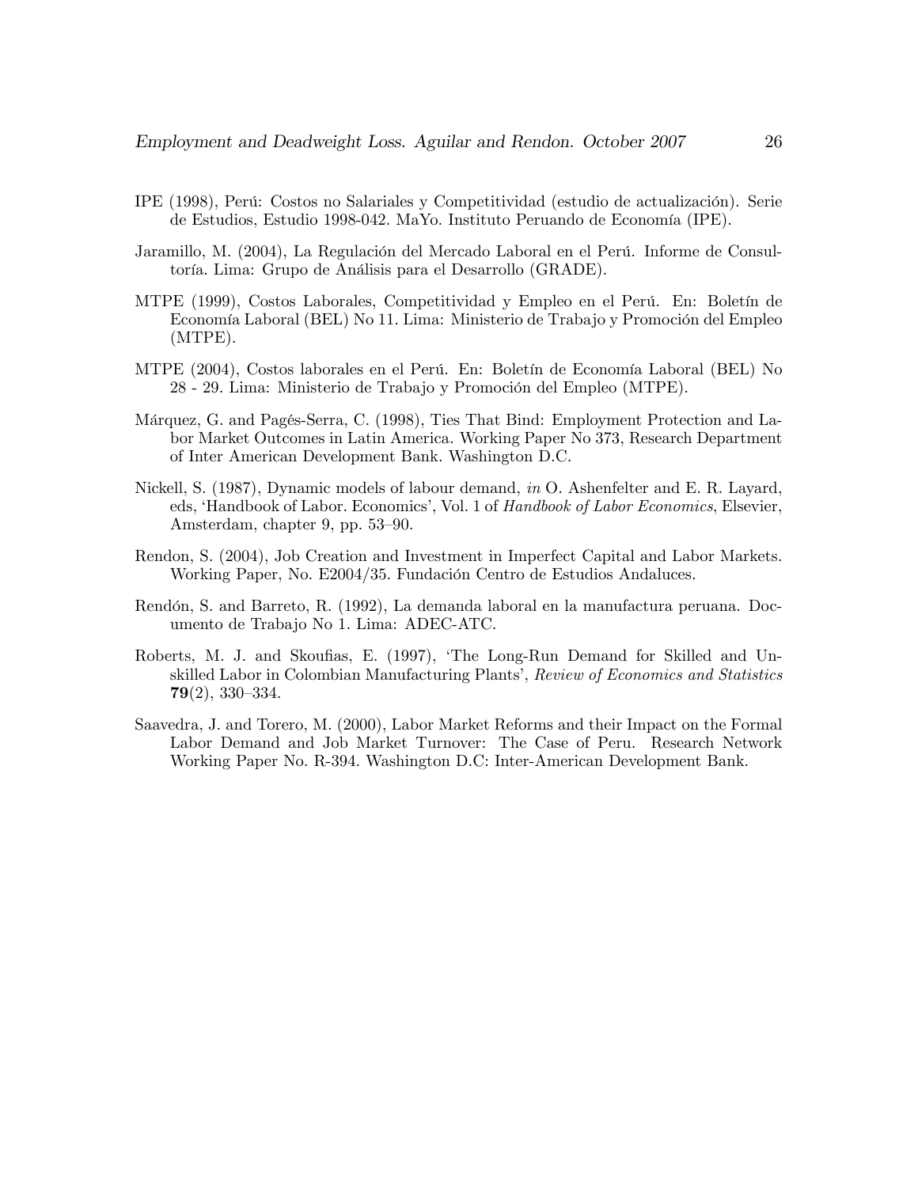IPE (1998), Perú: Costos no Salariales y Competitividad (estudio de actualización). Serie de Estudios, Estudio 1998-042. MaYo. Instituto Peruando de Economía (IPE).

Jaramillo, M. (2004), La Regulación del Mercado Laboral en el Perú. Informe de Consultoría. Lima: Grupo de Análisis para el Desarrollo (GRADE).

MTPE (1999), Costos Laborales, Competitividad y Empleo en el Perú. En: Boletín de Economía Laboral (BEL) No 11. Lima: Ministerio de Trabajo y Promoción del Empleo (MTPE).

MTPE (2004), Costos laborales en el Perú. En: Boletín de Economía Laboral (BEL) No 28 - 29. Lima: Ministerio de Trabajo y Promoción del Empleo (MTPE).

Márquez, G. and Pagés-Serra, C. (1998), Ties That Bind: Employment Protection and Labor Market Outcomes in Latin America. Working Paper No 373, Research Department of Inter American Development Bank. Washington D.C.

Nickell, S. (1987), Dynamic models of labour demand, *in* O. Ashenfelter and E. R. Layard, eds, 'Handbook of Labor. Economics', Vol. 1 of *Handbook of Labor Economics*, Elsevier, Amsterdam, chapter 9, pp. 53–90.

Rendon, S. (2004), Job Creation and Investment in Imperfect Capital and Labor Markets. Working Paper, No. E2004/35. Fundación Centro de Estudios Andaluces.

Rendón, S. and Barreto, R. (1992), La demanda laboral en la manufactura peruana. Documento de Trabajo No 1. Lima: ADEC-ATC.

Roberts, M. J. and Skoufias, E. (1997), 'The Long-Run Demand for Skilled and Unskilled Labor in Colombian Manufacturing Plants', *Review of Economics and Statistics* **79**(2), 330–334.

Saavedra, J. and Torero, M. (2000), Labor Market Reforms and their Impact on the Formal Labor Demand and Job Market Turnover: The Case of Peru. Research Network Working Paper No. R-394. Washington D.C: Inter-American Development Bank.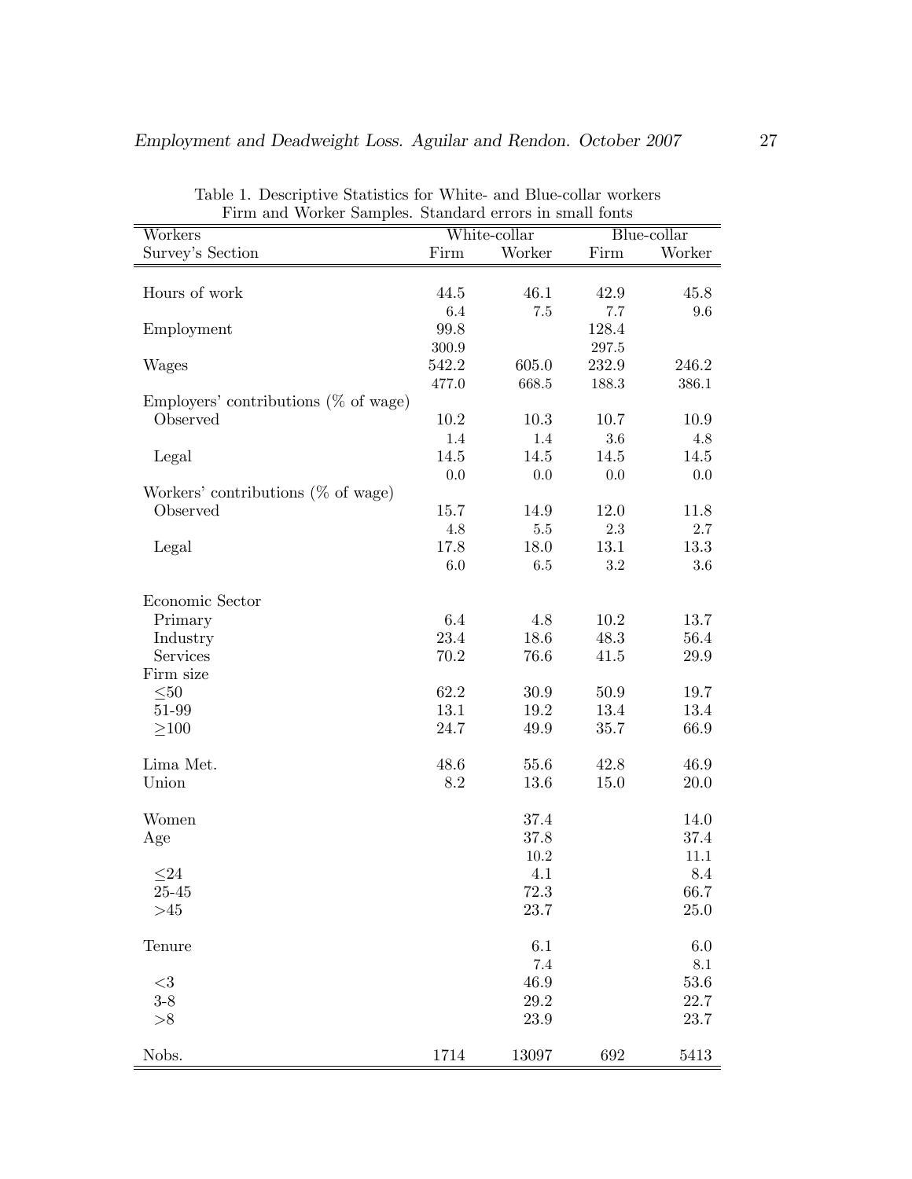Table 1. Descriptive Statistics for White- and Blue-collar workers
Firm and Worker Samples. Standard errors in small fonts

| Workers | White-collar | | Blue-collar | |
|---|---|---|---|---|
| Survey's Section | Firm | Worker | Firm | Worker |
| Hours of work | 44.5 | 46.1 | 42.9 | 45.8 |
| | 6.4 | 7.5 | 7.7 | 9.6 |
| Employment | 99.8 | | 128.4 | |
| | 300.9 | | 297.5 | |
| Wages | 542.2 | 605.0 | 232.9 | 246.2 |
| | 477.0 | 668.5 | 188.3 | 386.1 |
| Employers' contributions (% of wage) | | | | |
| Observed | 10.2 | 10.3 | 10.7 | 10.9 |
| | 1.4 | 1.4 | 3.6 | 4.8 |
| Legal | 14.5 | 14.5 | 14.5 | 14.5 |
| | 0.0 | 0.0 | 0.0 | 0.0 |
| Workers' contributions (% of wage) | | | | |
| Observed | 15.7 | 14.9 | 12.0 | 11.8 |
| | 4.8 | 5.5 | 2.3 | 2.7 |
| Legal | 17.8 | 18.0 | 13.1 | 13.3 |
| | 6.0 | 6.5 | 3.2 | 3.6 |
| Economic Sector | | | | |
| Primary | 6.4 | 4.8 | 10.2 | 13.7 |
| Industry | 23.4 | 18.6 | 48.3 | 56.4 |
| Services | 70.2 | 76.6 | 41.5 | 29.9 |
| Firm size | | | | |
| ≤50 | 62.2 | 30.9 | 50.9 | 19.7 |
| 51-99 | 13.1 | 19.2 | 13.4 | 13.4 |
| ≥100 | 24.7 | 49.9 | 35.7 | 66.9 |
| Lima Met. | 48.6 | 55.6 | 42.8 | 46.9 |
| Union | 8.2 | 13.6 | 15.0 | 20.0 |
| Women | | 37.4 | | 14.0 |
| Age | | 37.8 | | 37.4 |
| | | 10.2 | | 11.1 |
| ≤24 | | 4.1 | | 8.4 |
| 25-45 | | 72.3 | | 66.7 |
| >45 | | 23.7 | | 25.0 |
| Tenure | | 6.1 | | 6.0 |
| | | 7.4 | | 8.1 |
| <3 | | 46.9 | | 53.6 |
| 3-8 | | 29.2 | | 22.7 |
| >8 | | 23.9 | | 23.7 |
| Nobs. | 1714 | 13097 | 692 | 5413 |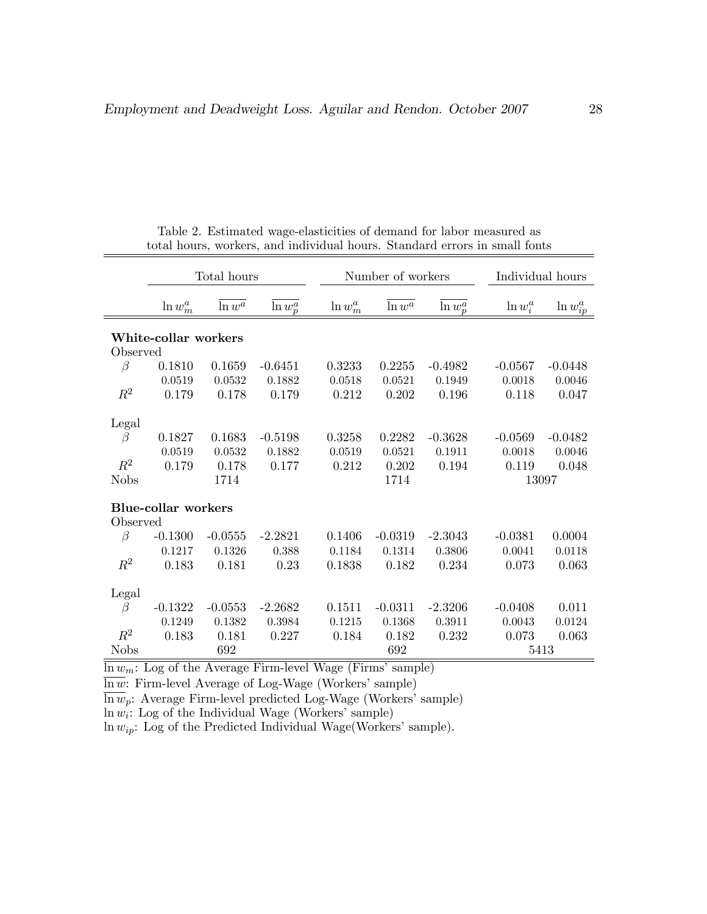Table 2. Estimated wage-elasticities of demand for labor measured as total hours, workers, and individual hours. Standard errors in small fonts

| | Total hours | | | Number of workers | | | Individual hours | |
|---|---|---|---|---|---|---|---|---|
| | $\ln w_m^a$ | $\overline{\ln w^a}$ | $\overline{\ln w_p^a}$ | $\ln w_m^a$ | $\overline{\ln w^a}$ | $\overline{\ln w_p^a}$ | $\ln w_i^a$ | $\ln w_{ip}^a$ |
| **White-collar workers** | | | | | | | | |
| Observed | | | | | | | | |
| $\beta$ | 0.1810 | 0.1659 | -0.6451 | 0.3233 | 0.2255 | -0.4982 | -0.0567 | -0.0448 |
| | 0.0519 | 0.0532 | 0.1882 | 0.0518 | 0.0521 | 0.1949 | 0.0018 | 0.0046 |
| $R^2$ | 0.179 | 0.178 | 0.179 | 0.212 | 0.202 | 0.196 | 0.118 | 0.047 |
| Legal | | | | | | | | |
| $\beta$ | 0.1827 | 0.1683 | -0.5198 | 0.3258 | 0.2282 | -0.3628 | -0.0569 | -0.0482 |
| | 0.0519 | 0.0532 | 0.1882 | 0.0519 | 0.0521 | 0.1911 | 0.0018 | 0.0046 |
| $R^2$ | 0.179 | 0.178 | 0.177 | 0.212 | 0.202 | 0.194 | 0.119 | 0.048 |
| Nobs | | 1714 | | | 1714 | | 13097 | |
| **Blue-collar workers** | | | | | | | | |
| Observed | | | | | | | | |
| $\beta$ | -0.1300 | -0.0555 | -2.2821 | 0.1406 | -0.0319 | -2.3043 | -0.0381 | 0.0004 |
| | 0.1217 | 0.1326 | 0.388 | 0.1184 | 0.1314 | 0.3806 | 0.0041 | 0.0118 |
| $R^2$ | 0.183 | 0.181 | 0.23 | 0.1838 | 0.182 | 0.234 | 0.073 | 0.063 |
| Legal | | | | | | | | |
| $\beta$ | -0.1322 | -0.0553 | -2.2682 | 0.1511 | -0.0311 | -2.3206 | -0.0408 | 0.011 |
| | 0.1249 | 0.1382 | 0.3984 | 0.1215 | 0.1368 | 0.3911 | 0.0043 | 0.0124 |
| $R^2$ | 0.183 | 0.181 | 0.227 | 0.184 | 0.182 | 0.232 | 0.073 | 0.063 |
| Nobs | | 692 | | | 692 | | 5413 | |

$\ln w_m$: Log of the Average Firm-level Wage (Firms' sample)
$\overline{\ln w}$: Firm-level Average of Log-Wage (Workers' sample)
$\overline{\ln w_p}$: Average Firm-level predicted Log-Wage (Workers' sample)
$\ln w_i$: Log of the Individual Wage (Workers' sample)
$\ln w_{ip}$: Log of the Predicted Individual Wage(Workers' sample).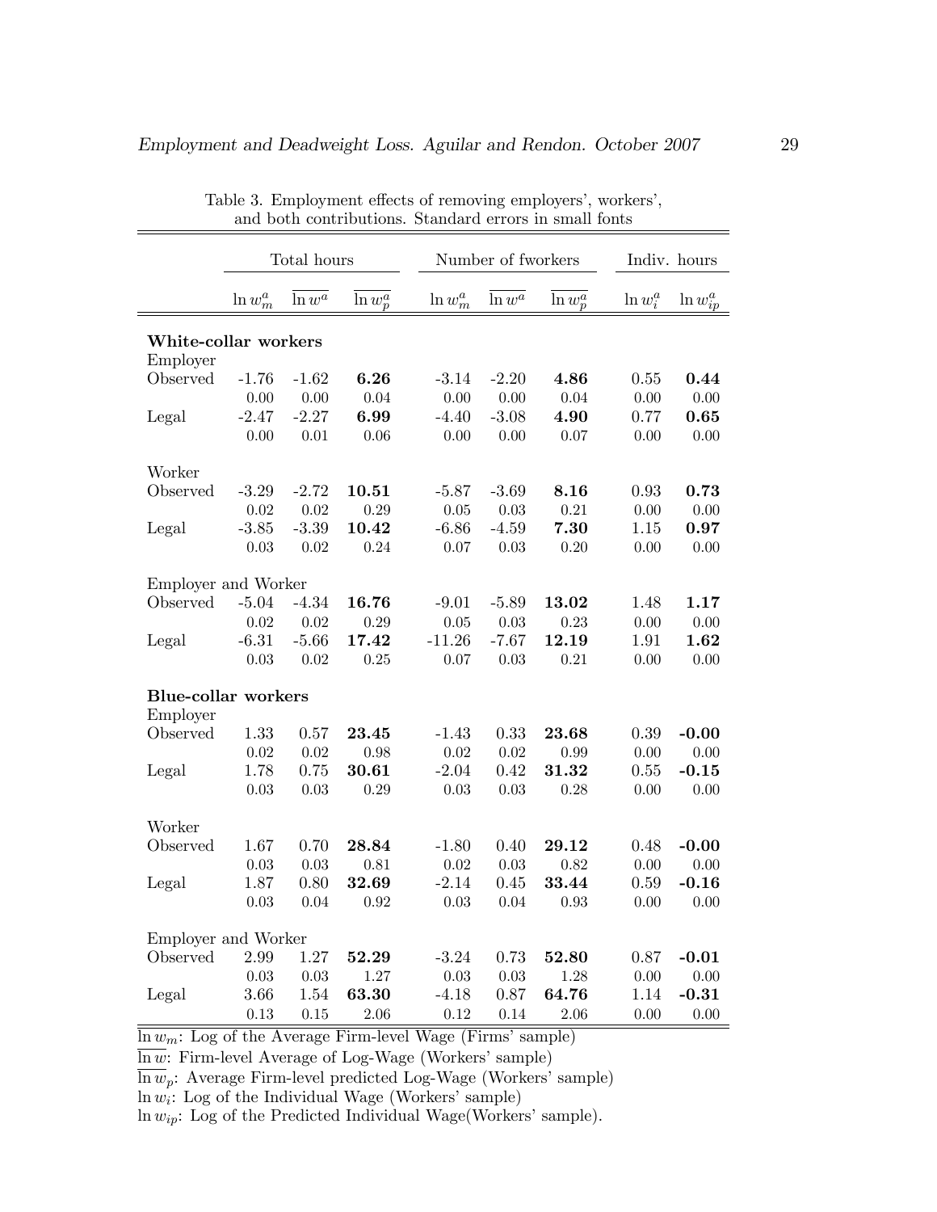Table 3. Employment effects of removing employers', workers', and both contributions. Standard errors in small fonts

| | Total hours | | | Number of fworkers | | | Indiv. hours | |
|---|---|---|---|---|---|---|---|---|
| | $\ln w_m^a$ | $\overline{\ln w^a}$ | $\overline{\ln w_p^a}$ | $\ln w_m^a$ | $\overline{\ln w^a}$ | $\overline{\ln w_p^a}$ | $\ln w_i^a$ | $\ln w_{ip}^a$ |
| **White-collar workers** | | | | | | | | |
| Employer | | | | | | | | |
| Observed | -1.76 | -1.62 | **6.26** | -3.14 | -2.20 | **4.86** | 0.55 | **0.44** |
| | 0.00 | 0.00 | 0.04 | 0.00 | 0.00 | 0.04 | 0.00 | 0.00 |
| Legal | -2.47 | -2.27 | **6.99** | -4.40 | -3.08 | **4.90** | 0.77 | **0.65** |
| | 0.00 | 0.01 | 0.06 | 0.00 | 0.00 | 0.07 | 0.00 | 0.00 |
| Worker | | | | | | | | |
| Observed | -3.29 | -2.72 | **10.51** | -5.87 | -3.69 | **8.16** | 0.93 | **0.73** |
| | 0.02 | 0.02 | 0.29 | 0.05 | 0.03 | 0.21 | 0.00 | 0.00 |
| Legal | -3.85 | -3.39 | **10.42** | -6.86 | -4.59 | **7.30** | 1.15 | **0.97** |
| | 0.03 | 0.02 | 0.24 | 0.07 | 0.03 | 0.20 | 0.00 | 0.00 |
| Employer and Worker | | | | | | | | |
| Observed | -5.04 | -4.34 | **16.76** | -9.01 | -5.89 | **13.02** | 1.48 | **1.17** |
| | 0.02 | 0.02 | 0.29 | 0.05 | 0.03 | 0.23 | 0.00 | 0.00 |
| Legal | -6.31 | -5.66 | **17.42** | -11.26 | -7.67 | **12.19** | 1.91 | **1.62** |
| | 0.03 | 0.02 | 0.25 | 0.07 | 0.03 | 0.21 | 0.00 | 0.00 |
| **Blue-collar workers** | | | | | | | | |
| Employer | | | | | | | | |
| Observed | 1.33 | 0.57 | **23.45** | -1.43 | 0.33 | **23.68** | 0.39 | **-0.00** |
| | 0.02 | 0.02 | 0.98 | 0.02 | 0.02 | 0.99 | 0.00 | 0.00 |
| Legal | 1.78 | 0.75 | **30.61** | -2.04 | 0.42 | **31.32** | 0.55 | **-0.15** |
| | 0.03 | 0.03 | 0.29 | 0.03 | 0.03 | 0.28 | 0.00 | 0.00 |
| Worker | | | | | | | | |
| Observed | 1.67 | 0.70 | **28.84** | -1.80 | 0.40 | **29.12** | 0.48 | **-0.00** |
| | 0.03 | 0.03 | 0.81 | 0.02 | 0.03 | 0.82 | 0.00 | 0.00 |
| Legal | 1.87 | 0.80 | **32.69** | -2.14 | 0.45 | **33.44** | 0.59 | **-0.16** |
| | 0.03 | 0.04 | 0.92 | 0.03 | 0.04 | 0.93 | 0.00 | 0.00 |
| Employer and Worker | | | | | | | | |
| Observed | 2.99 | 1.27 | **52.29** | -3.24 | 0.73 | **52.80** | 0.87 | **-0.01** |
| | 0.03 | 0.03 | 1.27 | 0.03 | 0.03 | 1.28 | 0.00 | 0.00 |
| Legal | 3.66 | 1.54 | **63.30** | -4.18 | 0.87 | **64.76** | 1.14 | **-0.31** |
| | 0.13 | 0.15 | 2.06 | 0.12 | 0.14 | 2.06 | 0.00 | 0.00 |

$\ln w_m$: Log of the Average Firm-level Wage (Firms' sample)

$\overline{\ln w}$: Firm-level Average of Log-Wage (Workers' sample)

$\overline{\ln w_p}$: Average Firm-level predicted Log-Wage (Workers' sample)

$\ln w_i$: Log of the Individual Wage (Workers' sample)

$\ln w_{ip}$: Log of the Predicted Individual Wage(Workers' sample).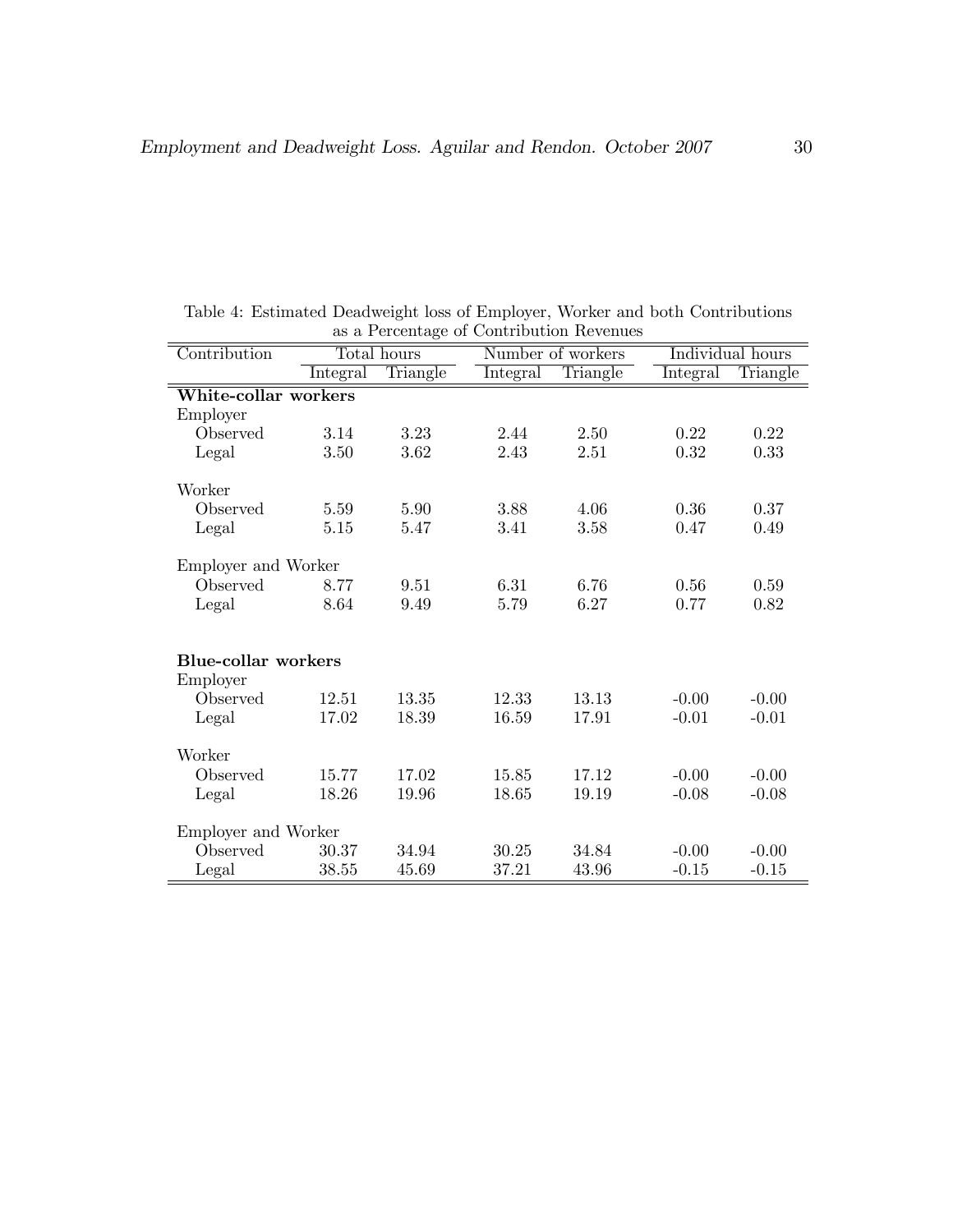Table 4: Estimated Deadweight loss of Employer, Worker and both Contributions as a Percentage of Contribution Revenues

| Contribution | Total hours | | Number of workers | | Individual hours | |
|---|---|---|---|---|---|---|
| | Integral | Triangle | Integral | Triangle | Integral | Triangle |
| **White-collar workers** | | | | | | |
| Employer | | | | | | |
| Observed | 3.14 | 3.23 | 2.44 | 2.50 | 0.22 | 0.22 |
| Legal | 3.50 | 3.62 | 2.43 | 2.51 | 0.32 | 0.33 |
| Worker | | | | | | |
| Observed | 5.59 | 5.90 | 3.88 | 4.06 | 0.36 | 0.37 |
| Legal | 5.15 | 5.47 | 3.41 | 3.58 | 0.47 | 0.49 |
| Employer and Worker | | | | | | |
| Observed | 8.77 | 9.51 | 6.31 | 6.76 | 0.56 | 0.59 |
| Legal | 8.64 | 9.49 | 5.79 | 6.27 | 0.77 | 0.82 |
| **Blue-collar workers** | | | | | | |
| Employer | | | | | | |
| Observed | 12.51 | 13.35 | 12.33 | 13.13 | -0.00 | -0.00 |
| Legal | 17.02 | 18.39 | 16.59 | 17.91 | -0.01 | -0.01 |
| Worker | | | | | | |
| Observed | 15.77 | 17.02 | 15.85 | 17.12 | -0.00 | -0.00 |
| Legal | 18.26 | 19.96 | 18.65 | 19.19 | -0.08 | -0.08 |
| Employer and Worker | | | | | | |
| Observed | 30.37 | 34.94 | 30.25 | 34.84 | -0.00 | -0.00 |
| Legal | 38.55 | 45.69 | 37.21 | 43.96 | -0.15 | -0.15 |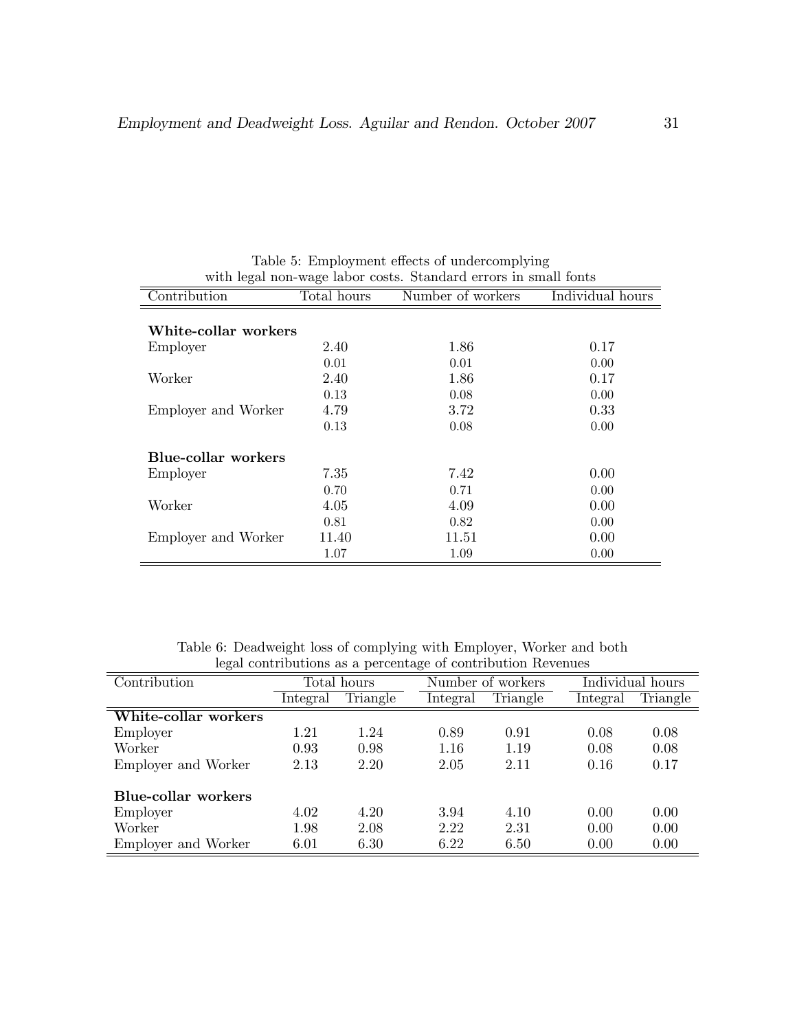Table 5: Employment effects of undercomplying with legal non-wage labor costs. Standard errors in small fonts

| Contribution | Total hours | Number of workers | Individual hours |
|---|---|---|---|
| **White-collar workers** | | | |
| Employer | 2.40 | 1.86 | 0.17 |
| | 0.01 | 0.01 | 0.00 |
| Worker | 2.40 | 1.86 | 0.17 |
| | 0.13 | 0.08 | 0.00 |
| Employer and Worker | 4.79 | 3.72 | 0.33 |
| | 0.13 | 0.08 | 0.00 |
| **Blue-collar workers** | | | |
| Employer | 7.35 | 7.42 | 0.00 |
| | 0.70 | 0.71 | 0.00 |
| Worker | 4.05 | 4.09 | 0.00 |
| | 0.81 | 0.82 | 0.00 |
| Employer and Worker | 11.40 | 11.51 | 0.00 |
| | 1.07 | 1.09 | 0.00 |

Table 6: Deadweight loss of complying with Employer, Worker and both legal contributions as a percentage of contribution Revenues

| Contribution | Total hours | | Number of workers | | Individual hours | |
|---|---|---|---|---|---|---|
| | Integral | Triangle | Integral | Triangle | Integral | Triangle |
| **White-collar workers** | | | | | | |
| Employer | 1.21 | 1.24 | 0.89 | 0.91 | 0.08 | 0.08 |
| Worker | 0.93 | 0.98 | 1.16 | 1.19 | 0.08 | 0.08 |
| Employer and Worker | 2.13 | 2.20 | 2.05 | 2.11 | 0.16 | 0.17 |
| **Blue-collar workers** | | | | | | |
| Employer | 4.02 | 4.20 | 3.94 | 4.10 | 0.00 | 0.00 |
| Worker | 1.98 | 2.08 | 2.22 | 2.31 | 0.00 | 0.00 |
| Employer and Worker | 6.01 | 6.30 | 6.22 | 6.50 | 0.00 | 0.00 |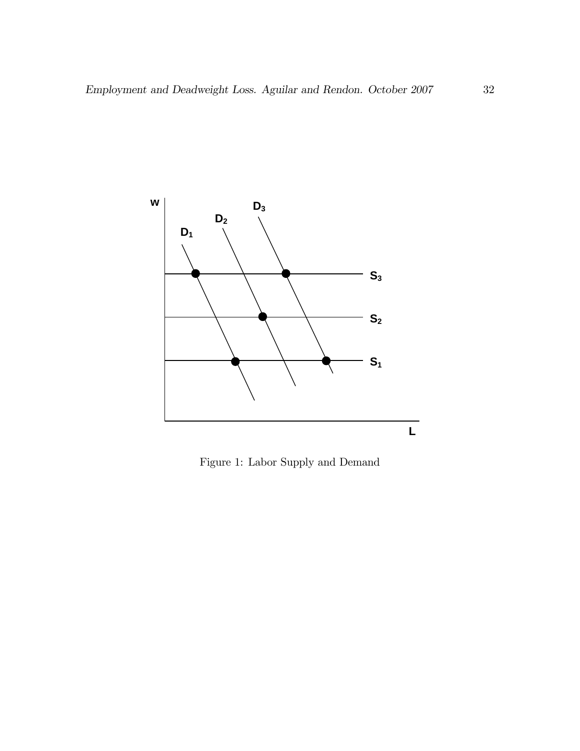Figure 1: Labor Supply and Demand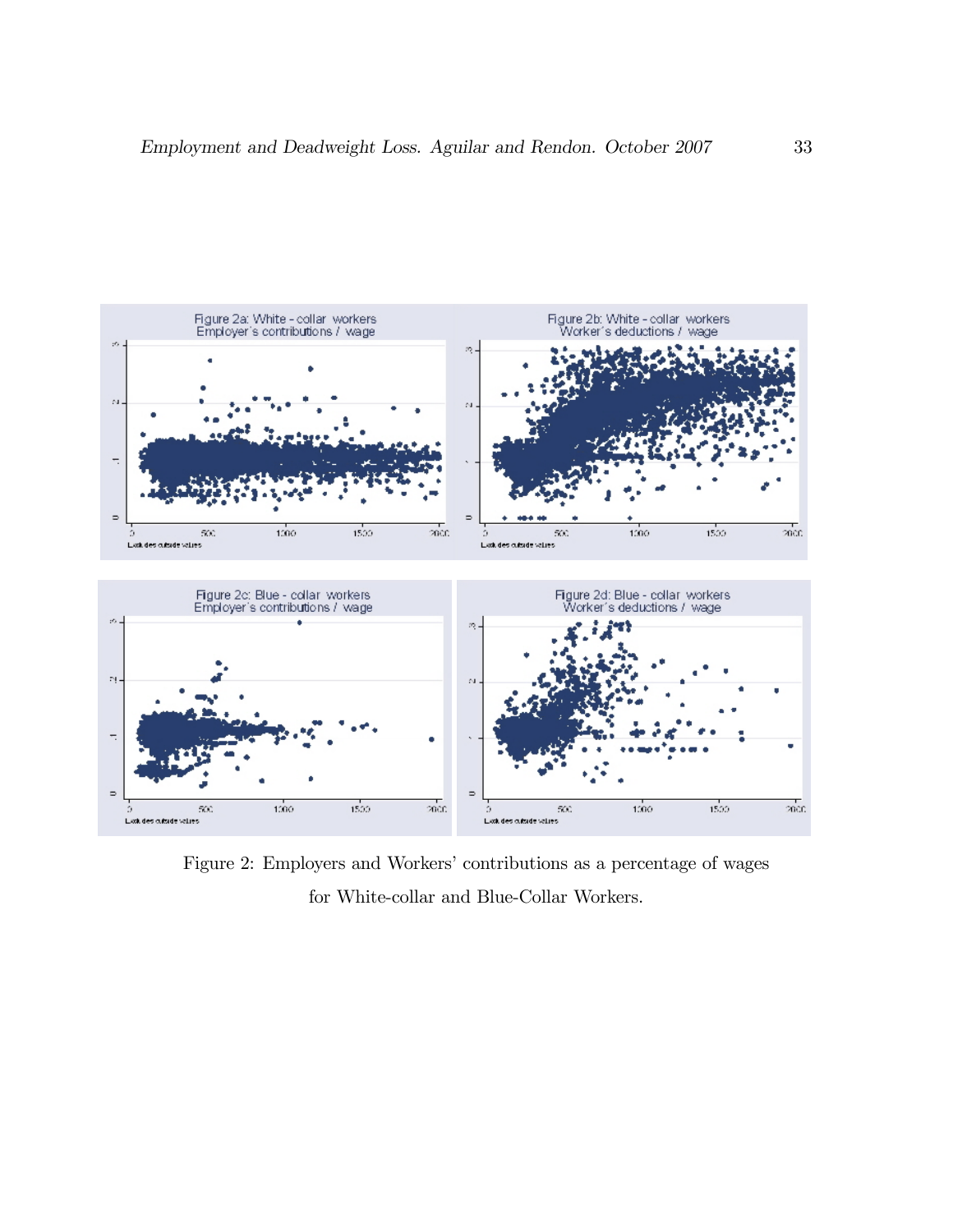Figure 2: Employers and Workers' contributions as a percentage of wages for White-collar and Blue-Collar Workers.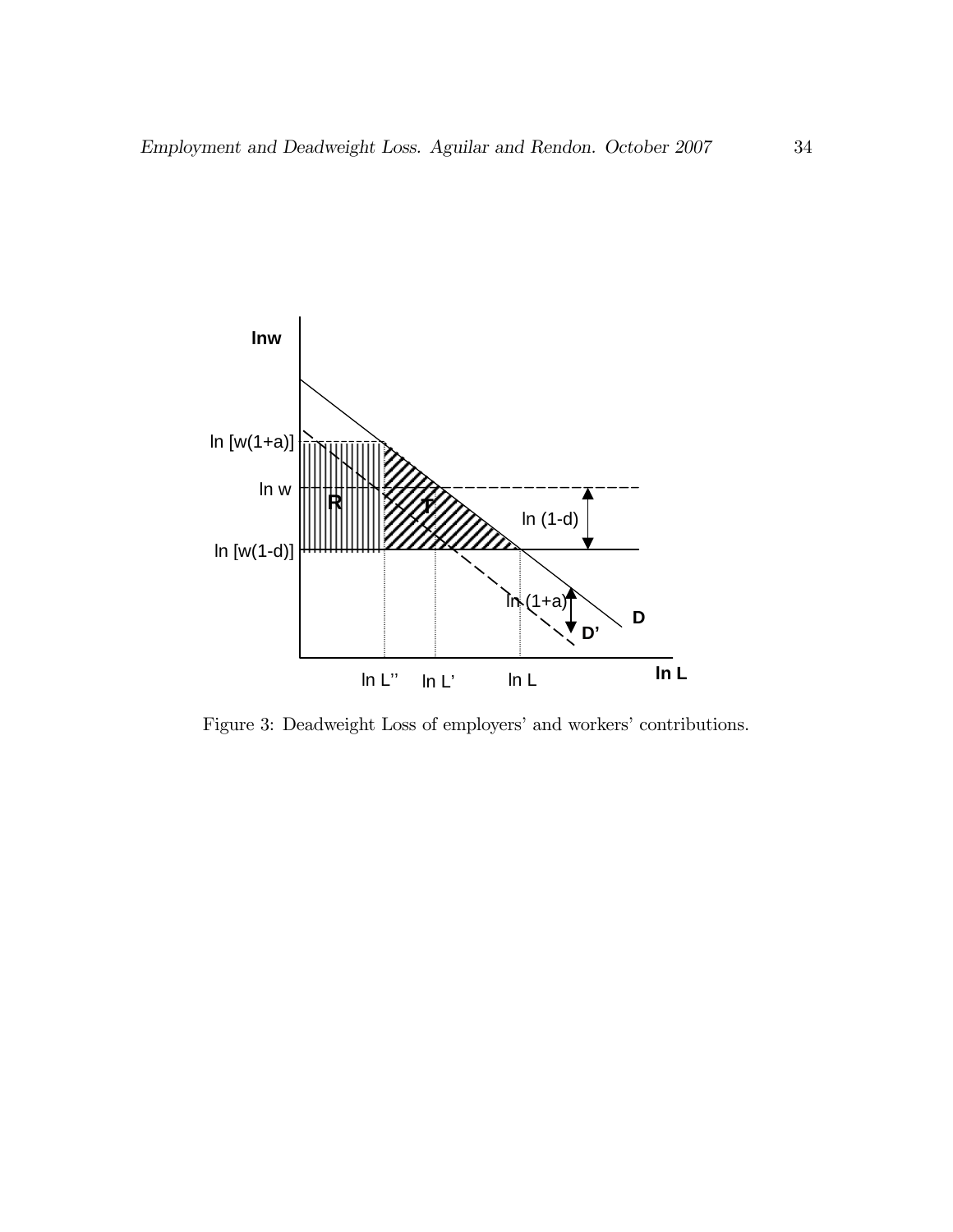lnw

ln [w(1+a)]

ln w

ln [w(1-d)]

R

T

ln (1-d)

ln (1+a)

D

D'

ln L''

ln L'

ln L

ln L

Figure 3: Deadweight Loss of employers' and workers' contributions.